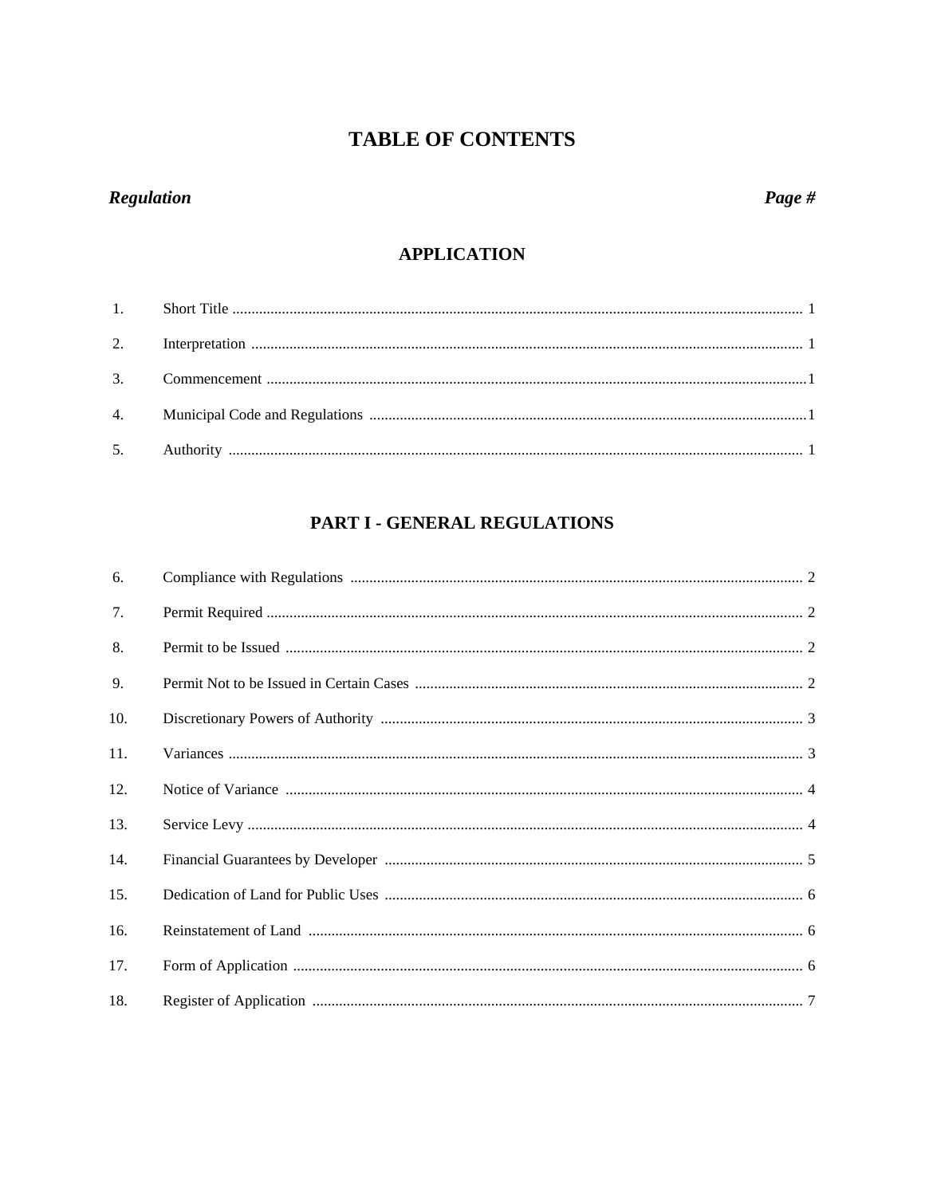# TABLE OF CONTENTS

| *Regulation* | | *Page #* |
|---|---|---|

## APPLICATION

| | | |
|---|---|---|
| 1. | Short Title | 1 |
| 2. | Interpretation | 1 |
| 3. | Commencement | 1 |
| 4. | Municipal Code and Regulations | 1 |
| 5. | Authority | 1 |

## PART I - GENERAL REGULATIONS

| | | |
|---|---|---|
| 6. | Compliance with Regulations | 2 |
| 7. | Permit Required | 2 |
| 8. | Permit to be Issued | 2 |
| 9. | Permit Not to be Issued in Certain Cases | 2 |
| 10. | Discretionary Powers of Authority | 3 |
| 11. | Variances | 3 |
| 12. | Notice of Variance | 4 |
| 13. | Service Levy | 4 |
| 14. | Financial Guarantees by Developer | 5 |
| 15. | Dedication of Land for Public Uses | 6 |
| 16. | Reinstatement of Land | 6 |
| 17. | Form of Application | 6 |
| 18. | Register of Application | 7 |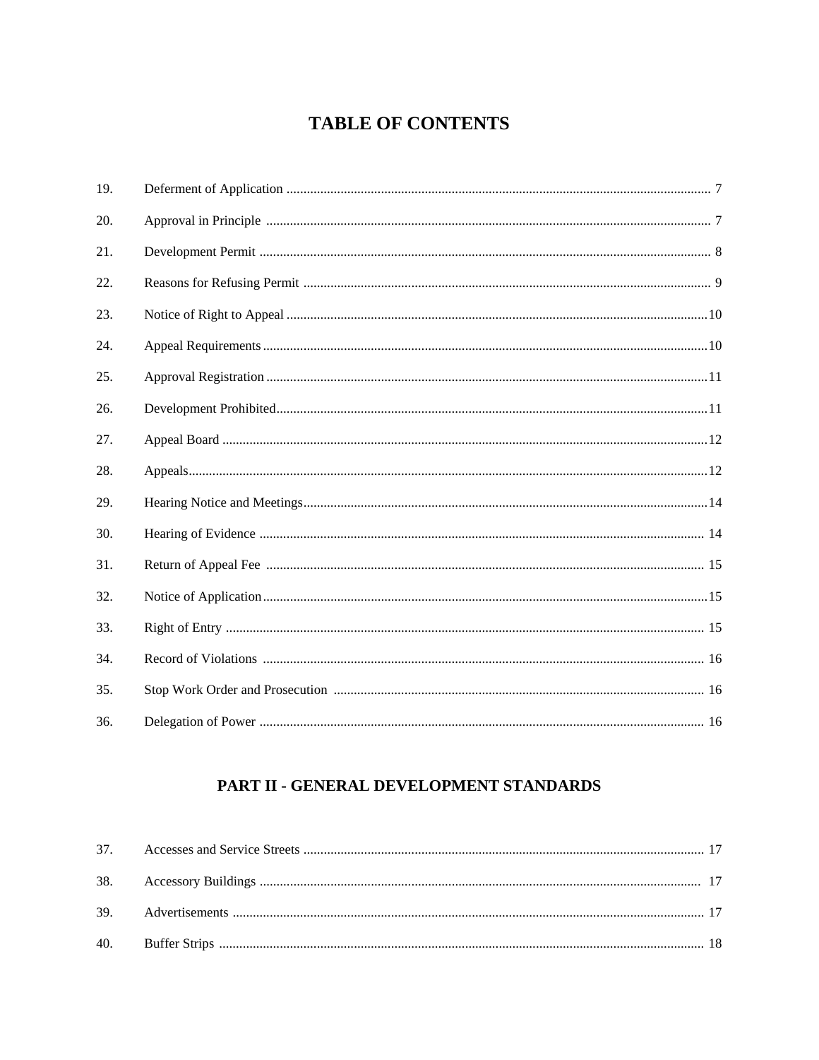# TABLE OF CONTENTS

| | | |
|---|---|---|
| 19. | Deferment of Application | 7 |
| 20. | Approval in Principle | 7 |
| 21. | Development Permit | 8 |
| 22. | Reasons for Refusing Permit | 9 |
| 23. | Notice of Right to Appeal | 10 |
| 24. | Appeal Requirements | 10 |
| 25. | Approval Registration | 11 |
| 26. | Development Prohibited | 11 |
| 27. | Appeal Board | 12 |
| 28. | Appeals | 12 |
| 29. | Hearing Notice and Meetings | 14 |
| 30. | Hearing of Evidence | 14 |
| 31. | Return of Appeal Fee | 15 |
| 32. | Notice of Application | 15 |
| 33. | Right of Entry | 15 |
| 34. | Record of Violations | 16 |
| 35. | Stop Work Order and Prosecution | 16 |
| 36. | Delegation of Power | 16 |

## PART II - GENERAL DEVELOPMENT STANDARDS

| | | |
|---|---|---|
| 37. | Accesses and Service Streets | 17 |
| 38. | Accessory Buildings | 17 |
| 39. | Advertisements | 17 |
| 40. | Buffer Strips | 18 |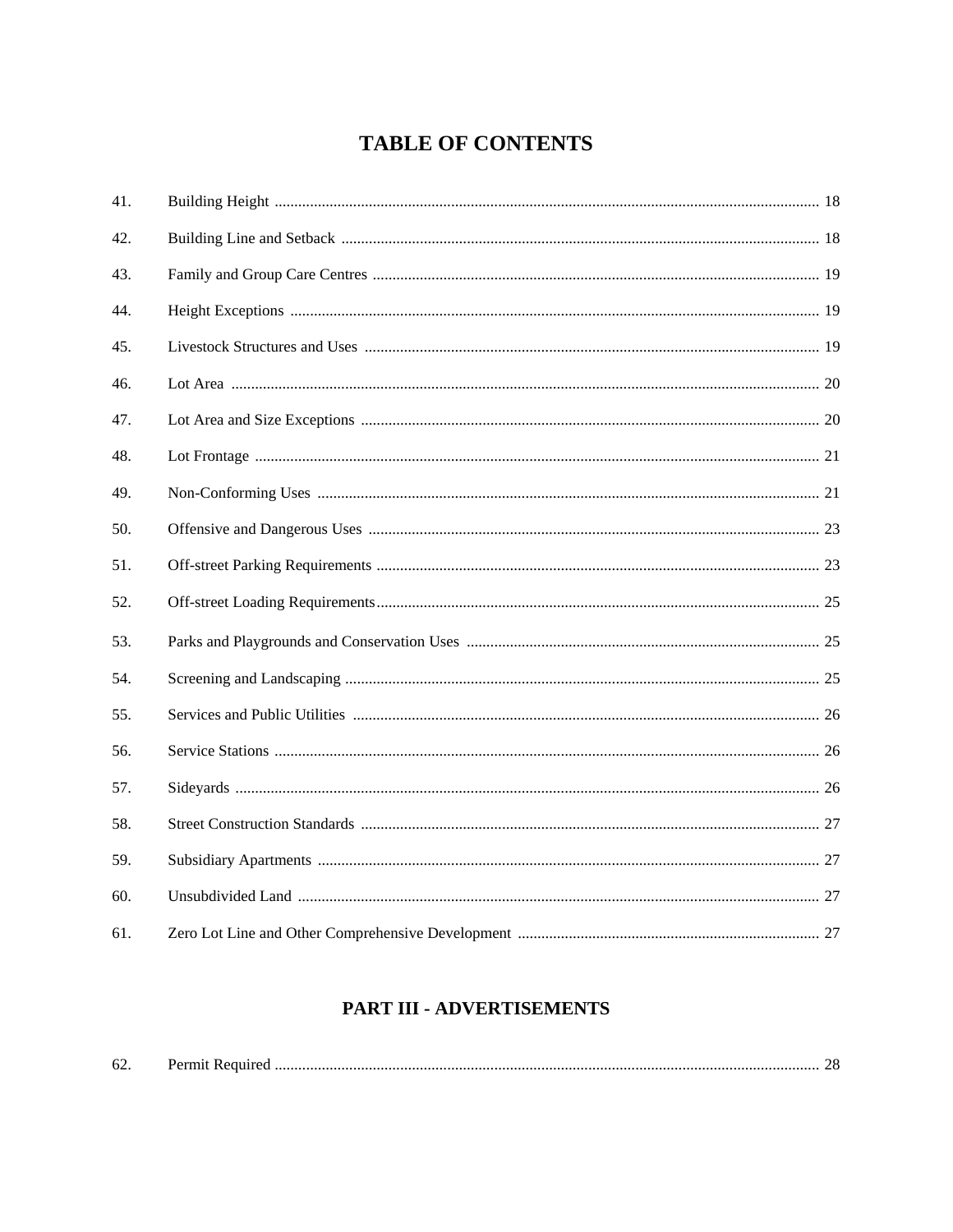# TABLE OF CONTENTS

| | | |
|---|---|---|
| 41. | Building Height | 18 |
| 42. | Building Line and Setback | 18 |
| 43. | Family and Group Care Centres | 19 |
| 44. | Height Exceptions | 19 |
| 45. | Livestock Structures and Uses | 19 |
| 46. | Lot Area | 20 |
| 47. | Lot Area and Size Exceptions | 20 |
| 48. | Lot Frontage | 21 |
| 49. | Non-Conforming Uses | 21 |
| 50. | Offensive and Dangerous Uses | 23 |
| 51. | Off-street Parking Requirements | 23 |
| 52. | Off-street Loading Requirements | 25 |
| 53. | Parks and Playgrounds and Conservation Uses | 25 |
| 54. | Screening and Landscaping | 25 |
| 55. | Services and Public Utilities | 26 |
| 56. | Service Stations | 26 |
| 57. | Sideyards | 26 |
| 58. | Street Construction Standards | 27 |
| 59. | Subsidiary Apartments | 27 |
| 60. | Unsubdivided Land | 27 |
| 61. | Zero Lot Line and Other Comprehensive Development | 27 |

## PART III - ADVERTISEMENTS

| | | |
|---|---|---|
| 62. | Permit Required | 28 |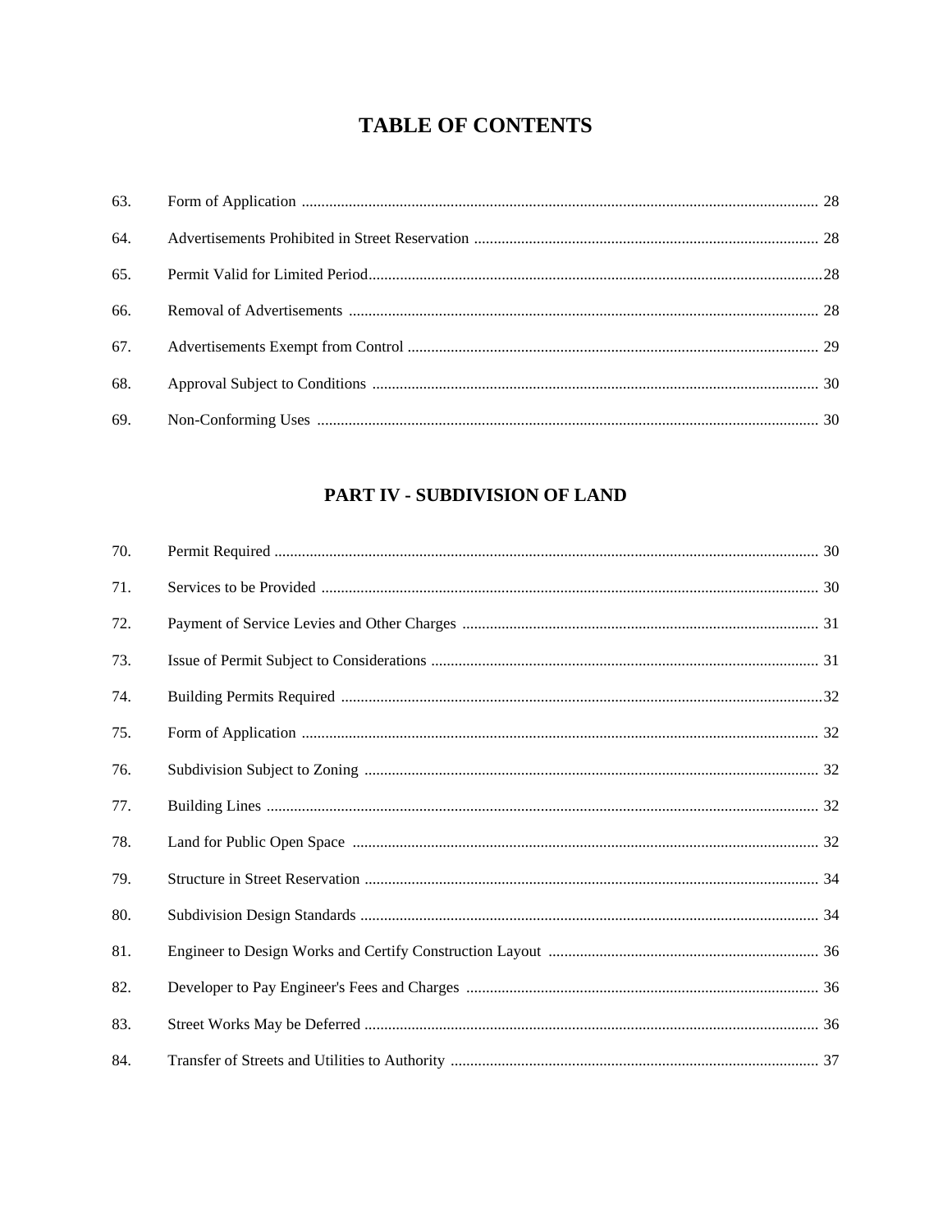# TABLE OF CONTENTS

| | | |
|---|---|---|
| 63. | Form of Application | 28 |
| 64. | Advertisements Prohibited in Street Reservation | 28 |
| 65. | Permit Valid for Limited Period | 28 |
| 66. | Removal of Advertisements | 28 |
| 67. | Advertisements Exempt from Control | 29 |
| 68. | Approval Subject to Conditions | 30 |
| 69. | Non-Conforming Uses | 30 |

## PART IV - SUBDIVISION OF LAND

| | | |
|---|---|---|
| 70. | Permit Required | 30 |
| 71. | Services to be Provided | 30 |
| 72. | Payment of Service Levies and Other Charges | 31 |
| 73. | Issue of Permit Subject to Considerations | 31 |
| 74. | Building Permits Required | 32 |
| 75. | Form of Application | 32 |
| 76. | Subdivision Subject to Zoning | 32 |
| 77. | Building Lines | 32 |
| 78. | Land for Public Open Space | 32 |
| 79. | Structure in Street Reservation | 34 |
| 80. | Subdivision Design Standards | 34 |
| 81. | Engineer to Design Works and Certify Construction Layout | 36 |
| 82. | Developer to Pay Engineer's Fees and Charges | 36 |
| 83. | Street Works May be Deferred | 36 |
| 84. | Transfer of Streets and Utilities to Authority | 37 |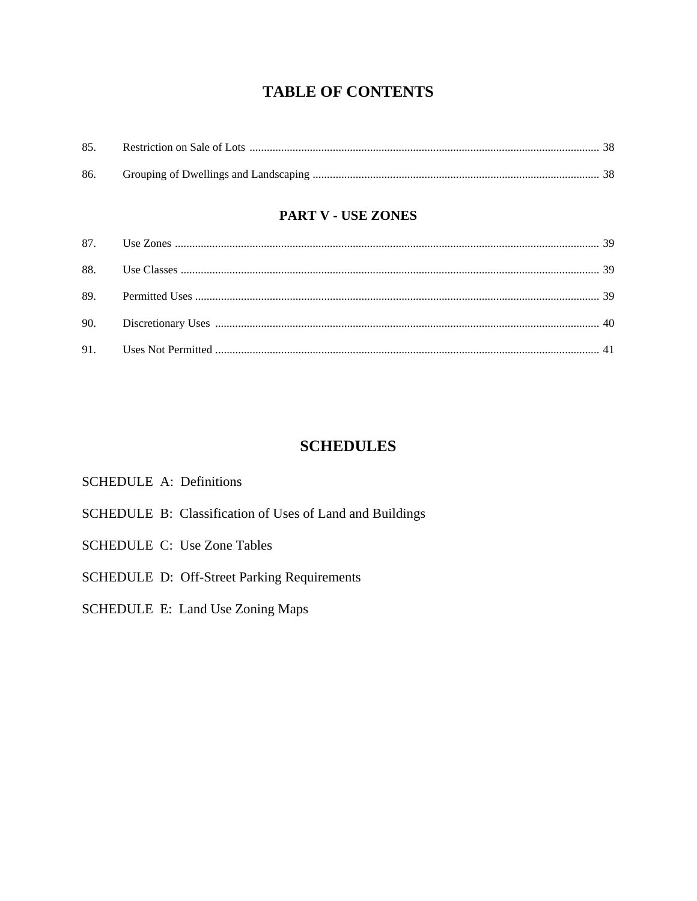# TABLE OF CONTENTS

85. Restriction on Sale of Lots ........................................................................................................................ 38

86. Grouping of Dwellings and Landscaping .................................................................................................. 38

## PART V - USE ZONES

87. Use Zones ................................................................................................................................................. 39

88. Use Classes ............................................................................................................................................... 39

89. Permitted Uses .......................................................................................................................................... 39

90. Discretionary Uses .................................................................................................................................... 40

91. Uses Not Permitted ................................................................................................................................... 41

## SCHEDULES

SCHEDULE A: Definitions

SCHEDULE B: Classification of Uses of Land and Buildings

SCHEDULE C: Use Zone Tables

SCHEDULE D: Off-Street Parking Requirements

SCHEDULE E: Land Use Zoning Maps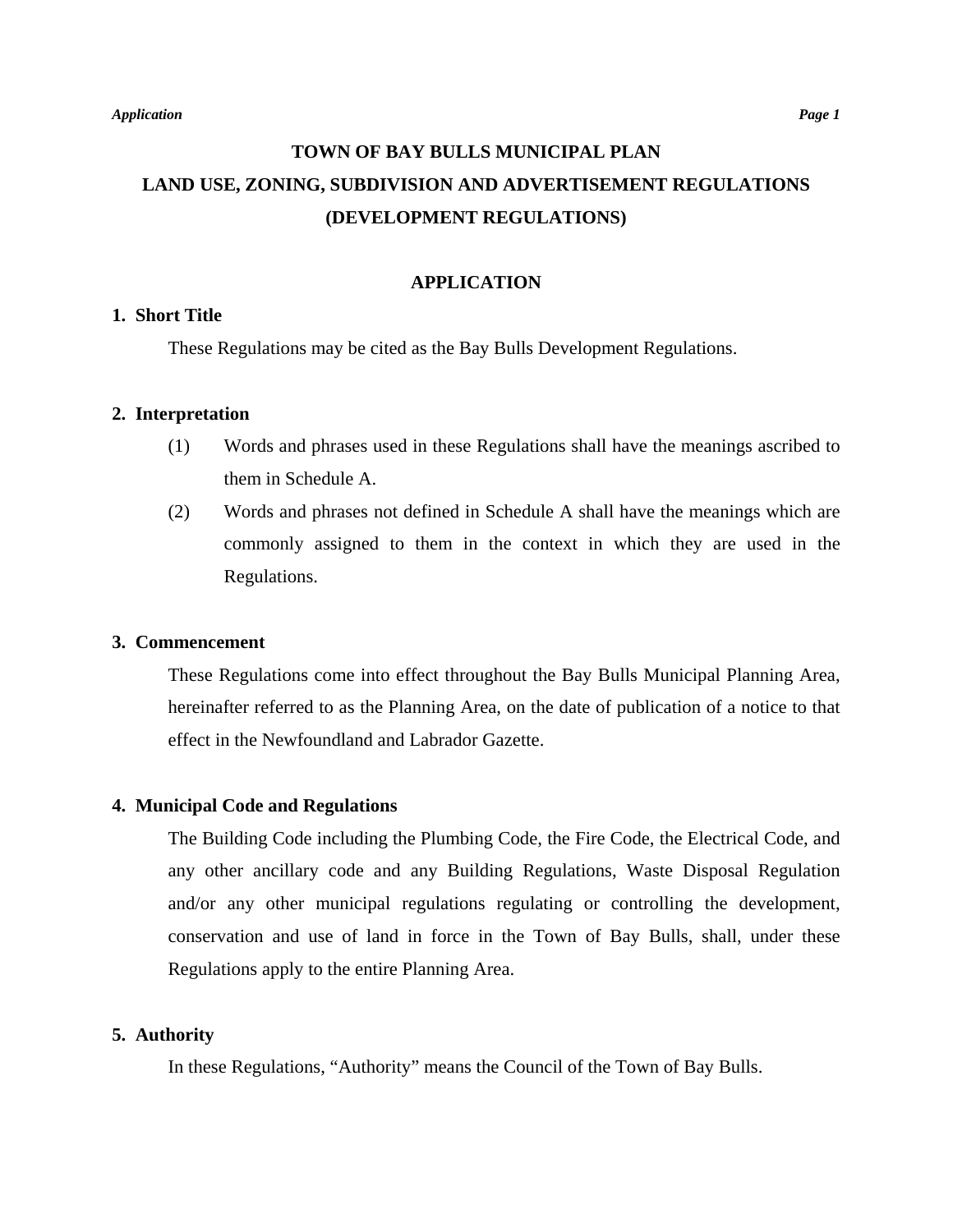# TOWN OF BAY BULLS MUNICIPAL PLAN
# LAND USE, ZONING, SUBDIVISION AND ADVERTISEMENT REGULATIONS
# (DEVELOPMENT REGULATIONS)

## APPLICATION

### 1. Short Title

These Regulations may be cited as the Bay Bulls Development Regulations.

### 2. Interpretation

(1) Words and phrases used in these Regulations shall have the meanings ascribed to them in Schedule A.

(2) Words and phrases not defined in Schedule A shall have the meanings which are commonly assigned to them in the context in which they are used in the Regulations.

### 3. Commencement

These Regulations come into effect throughout the Bay Bulls Municipal Planning Area, hereinafter referred to as the Planning Area, on the date of publication of a notice to that effect in the Newfoundland and Labrador Gazette.

### 4. Municipal Code and Regulations

The Building Code including the Plumbing Code, the Fire Code, the Electrical Code, and any other ancillary code and any Building Regulations, Waste Disposal Regulation and/or any other municipal regulations regulating or controlling the development, conservation and use of land in force in the Town of Bay Bulls, shall, under these Regulations apply to the entire Planning Area.

### 5. Authority

In these Regulations, "Authority" means the Council of the Town of Bay Bulls.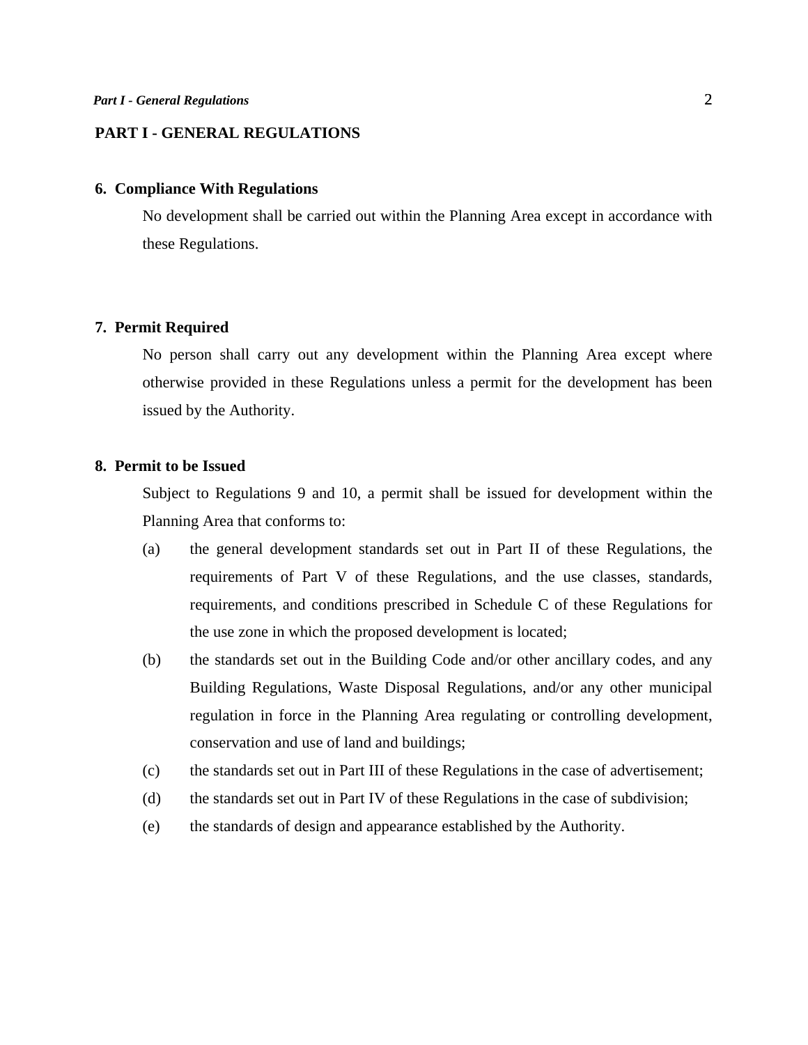# PART I - GENERAL REGULATIONS

## 6. Compliance With Regulations

No development shall be carried out within the Planning Area except in accordance with these Regulations.

## 7. Permit Required

No person shall carry out any development within the Planning Area except where otherwise provided in these Regulations unless a permit for the development has been issued by the Authority.

## 8. Permit to be Issued

Subject to Regulations 9 and 10, a permit shall be issued for development within the Planning Area that conforms to:

(a) the general development standards set out in Part II of these Regulations, the requirements of Part V of these Regulations, and the use classes, standards, requirements, and conditions prescribed in Schedule C of these Regulations for the use zone in which the proposed development is located;

(b) the standards set out in the Building Code and/or other ancillary codes, and any Building Regulations, Waste Disposal Regulations, and/or any other municipal regulation in force in the Planning Area regulating or controlling development, conservation and use of land and buildings;

(c) the standards set out in Part III of these Regulations in the case of advertisement;

(d) the standards set out in Part IV of these Regulations in the case of subdivision;

(e) the standards of design and appearance established by the Authority.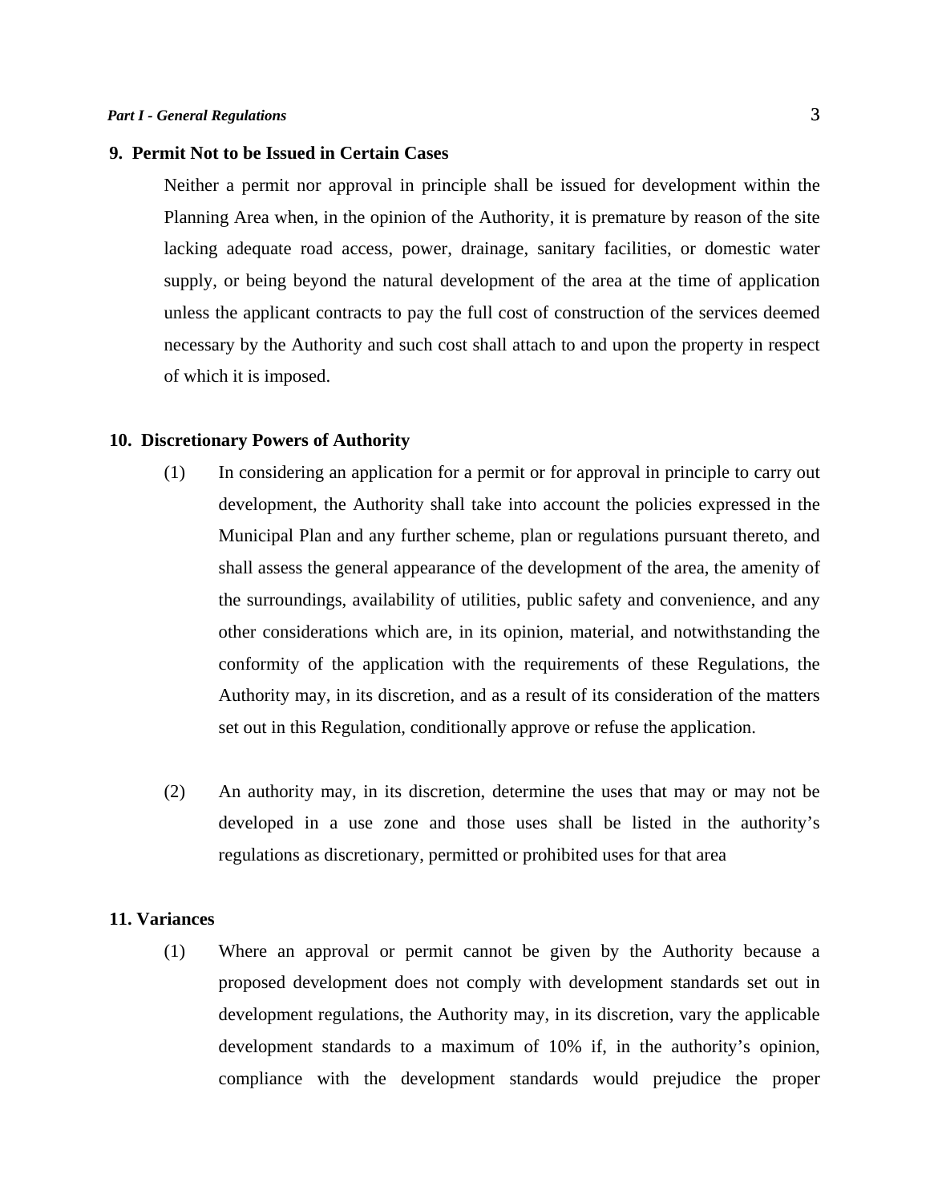### 9. Permit Not to be Issued in Certain Cases

Neither a permit nor approval in principle shall be issued for development within the Planning Area when, in the opinion of the Authority, it is premature by reason of the site lacking adequate road access, power, drainage, sanitary facilities, or domestic water supply, or being beyond the natural development of the area at the time of application unless the applicant contracts to pay the full cost of construction of the services deemed necessary by the Authority and such cost shall attach to and upon the property in respect of which it is imposed.

### 10. Discretionary Powers of Authority

(1) In considering an application for a permit or for approval in principle to carry out development, the Authority shall take into account the policies expressed in the Municipal Plan and any further scheme, plan or regulations pursuant thereto, and shall assess the general appearance of the development of the area, the amenity of the surroundings, availability of utilities, public safety and convenience, and any other considerations which are, in its opinion, material, and notwithstanding the conformity of the application with the requirements of these Regulations, the Authority may, in its discretion, and as a result of its consideration of the matters set out in this Regulation, conditionally approve or refuse the application.

(2) An authority may, in its discretion, determine the uses that may or may not be developed in a use zone and those uses shall be listed in the authority's regulations as discretionary, permitted or prohibited uses for that area

### 11. Variances

(1) Where an approval or permit cannot be given by the Authority because a proposed development does not comply with development standards set out in development regulations, the Authority may, in its discretion, vary the applicable development standards to a maximum of 10% if, in the authority's opinion, compliance with the development standards would prejudice the proper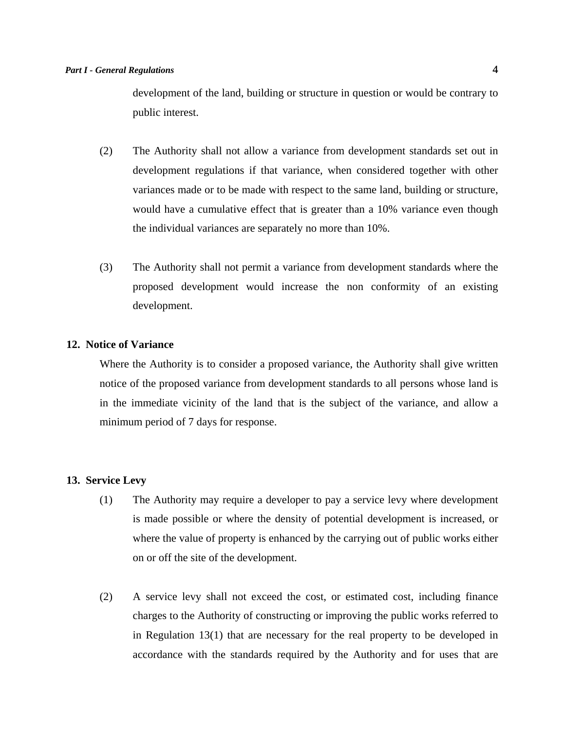development of the land, building or structure in question or would be contrary to public interest.

(2) The Authority shall not allow a variance from development standards set out in development regulations if that variance, when considered together with other variances made or to be made with respect to the same land, building or structure, would have a cumulative effect that is greater than a 10% variance even though the individual variances are separately no more than 10%.

(3) The Authority shall not permit a variance from development standards where the proposed development would increase the non conformity of an existing development.

**12. Notice of Variance**

Where the Authority is to consider a proposed variance, the Authority shall give written notice of the proposed variance from development standards to all persons whose land is in the immediate vicinity of the land that is the subject of the variance, and allow a minimum period of 7 days for response.

**13. Service Levy**

(1) The Authority may require a developer to pay a service levy where development is made possible or where the density of potential development is increased, or where the value of property is enhanced by the carrying out of public works either on or off the site of the development.

(2) A service levy shall not exceed the cost, or estimated cost, including finance charges to the Authority of constructing or improving the public works referred to in Regulation 13(1) that are necessary for the real property to be developed in accordance with the standards required by the Authority and for uses that are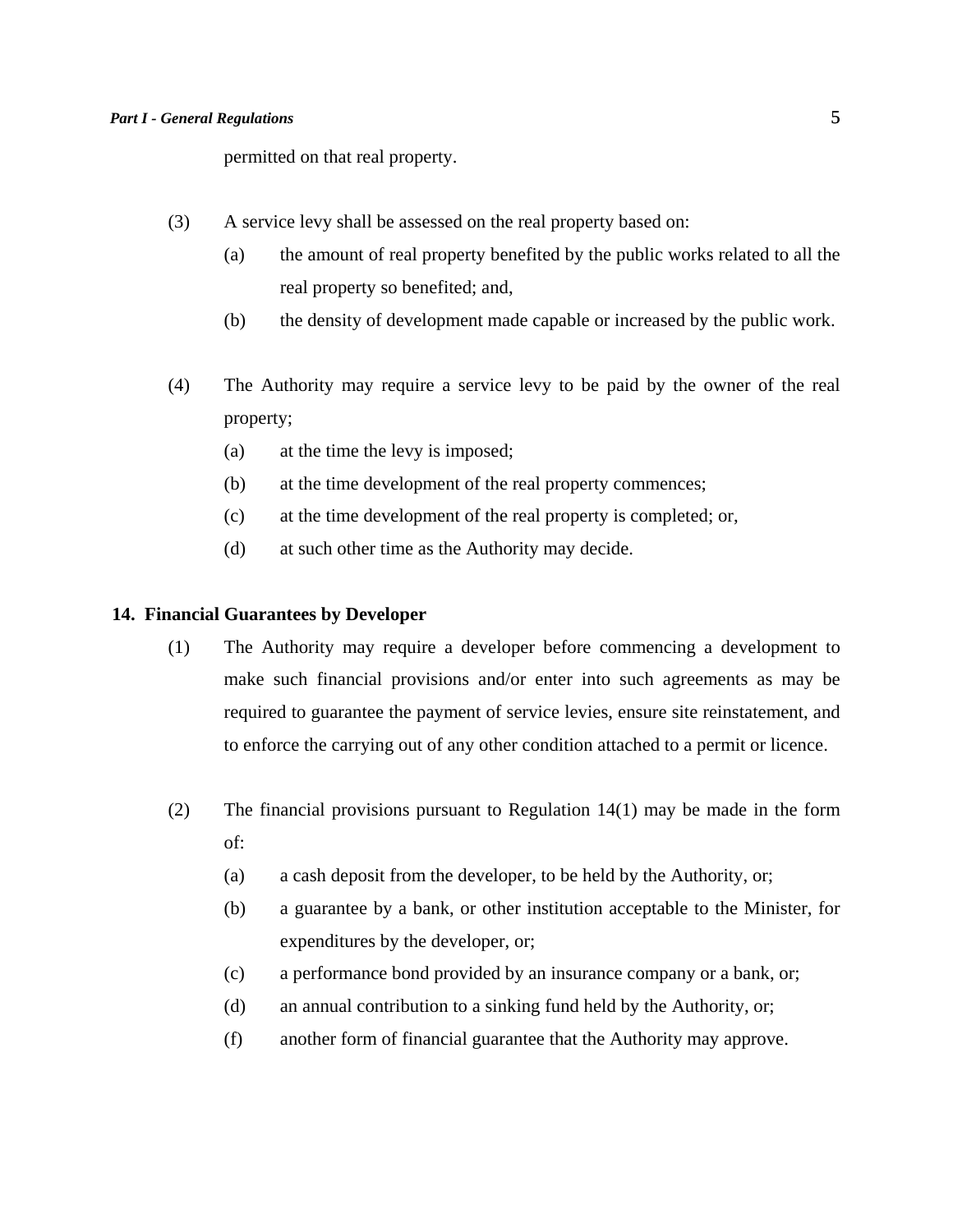permitted on that real property.

(3) A service levy shall be assessed on the real property based on:

(a) the amount of real property benefited by the public works related to all the real property so benefited; and,

(b) the density of development made capable or increased by the public work.

(4) The Authority may require a service levy to be paid by the owner of the real property;

(a) at the time the levy is imposed;

(b) at the time development of the real property commences;

(c) at the time development of the real property is completed; or,

(d) at such other time as the Authority may decide.

**14. Financial Guarantees by Developer**

(1) The Authority may require a developer before commencing a development to make such financial provisions and/or enter into such agreements as may be required to guarantee the payment of service levies, ensure site reinstatement, and to enforce the carrying out of any other condition attached to a permit or licence.

(2) The financial provisions pursuant to Regulation 14(1) may be made in the form of:

(a) a cash deposit from the developer, to be held by the Authority, or;

(b) a guarantee by a bank, or other institution acceptable to the Minister, for expenditures by the developer, or;

(c) a performance bond provided by an insurance company or a bank, or;

(d) an annual contribution to a sinking fund held by the Authority, or;

(f) another form of financial guarantee that the Authority may approve.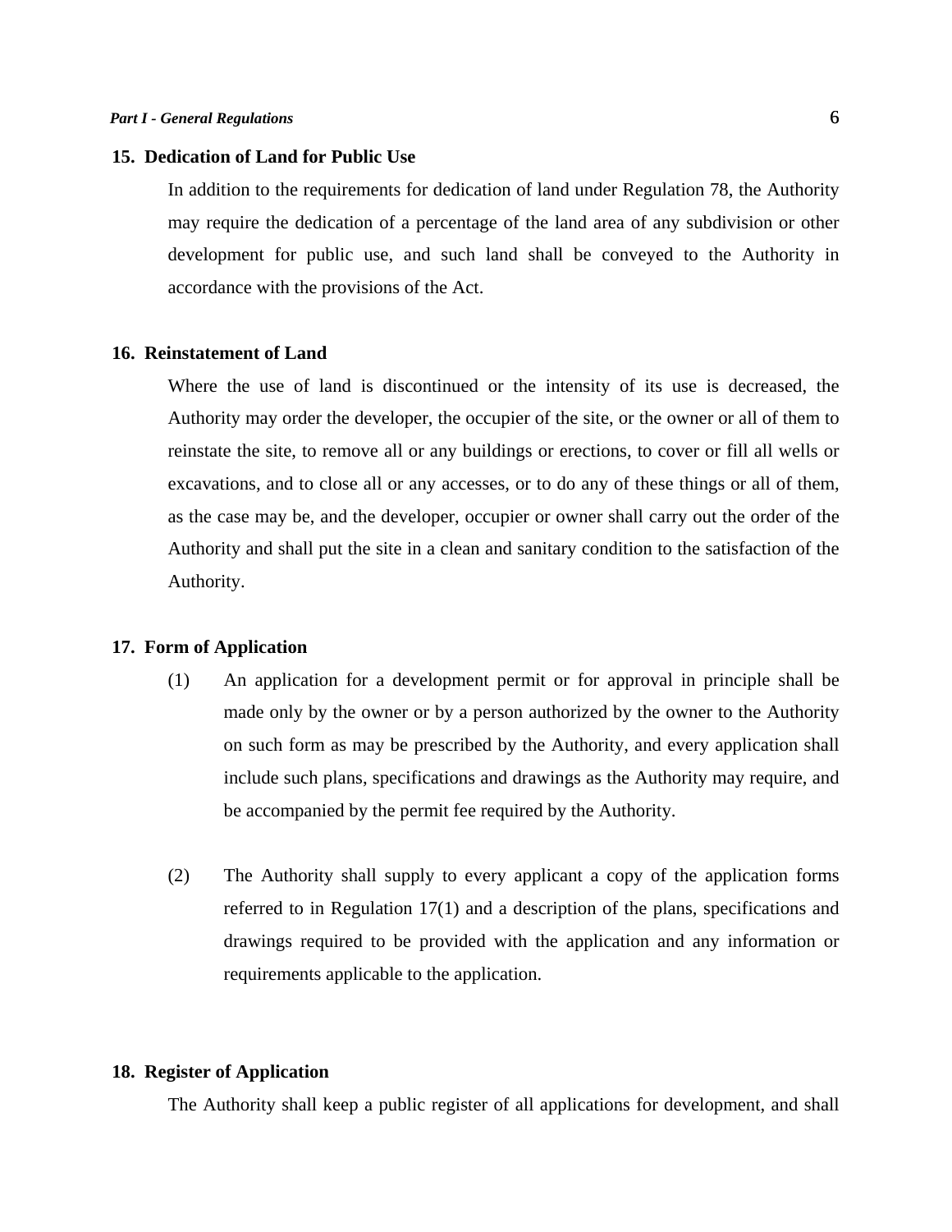**15. Dedication of Land for Public Use**

In addition to the requirements for dedication of land under Regulation 78, the Authority may require the dedication of a percentage of the land area of any subdivision or other development for public use, and such land shall be conveyed to the Authority in accordance with the provisions of the Act.

**16. Reinstatement of Land**

Where the use of land is discontinued or the intensity of its use is decreased, the Authority may order the developer, the occupier of the site, or the owner or all of them to reinstate the site, to remove all or any buildings or erections, to cover or fill all wells or excavations, and to close all or any accesses, or to do any of these things or all of them, as the case may be, and the developer, occupier or owner shall carry out the order of the Authority and shall put the site in a clean and sanitary condition to the satisfaction of the Authority.

**17. Form of Application**

(1) An application for a development permit or for approval in principle shall be made only by the owner or by a person authorized by the owner to the Authority on such form as may be prescribed by the Authority, and every application shall include such plans, specifications and drawings as the Authority may require, and be accompanied by the permit fee required by the Authority.

(2) The Authority shall supply to every applicant a copy of the application forms referred to in Regulation 17(1) and a description of the plans, specifications and drawings required to be provided with the application and any information or requirements applicable to the application.

**18. Register of Application**

The Authority shall keep a public register of all applications for development, and shall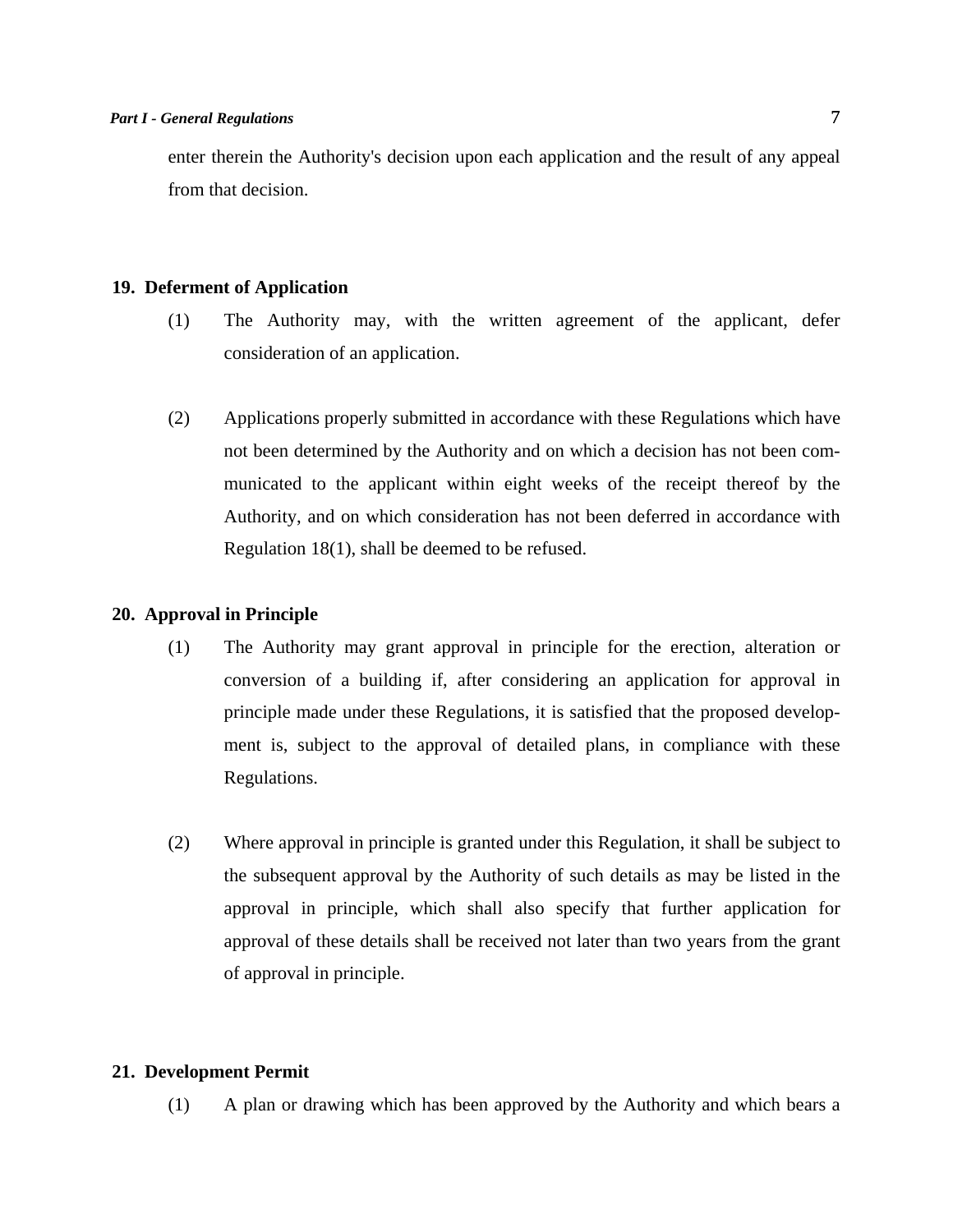enter therein the Authority's decision upon each application and the result of any appeal from that decision.

### 19. Deferment of Application

(1) The Authority may, with the written agreement of the applicant, defer consideration of an application.

(2) Applications properly submitted in accordance with these Regulations which have not been determined by the Authority and on which a decision has not been communicated to the applicant within eight weeks of the receipt thereof by the Authority, and on which consideration has not been deferred in accordance with Regulation 18(1), shall be deemed to be refused.

### 20. Approval in Principle

(1) The Authority may grant approval in principle for the erection, alteration or conversion of a building if, after considering an application for approval in principle made under these Regulations, it is satisfied that the proposed development is, subject to the approval of detailed plans, in compliance with these Regulations.

(2) Where approval in principle is granted under this Regulation, it shall be subject to the subsequent approval by the Authority of such details as may be listed in the approval in principle, which shall also specify that further application for approval of these details shall be received not later than two years from the grant of approval in principle.

### 21. Development Permit

(1) A plan or drawing which has been approved by the Authority and which bears a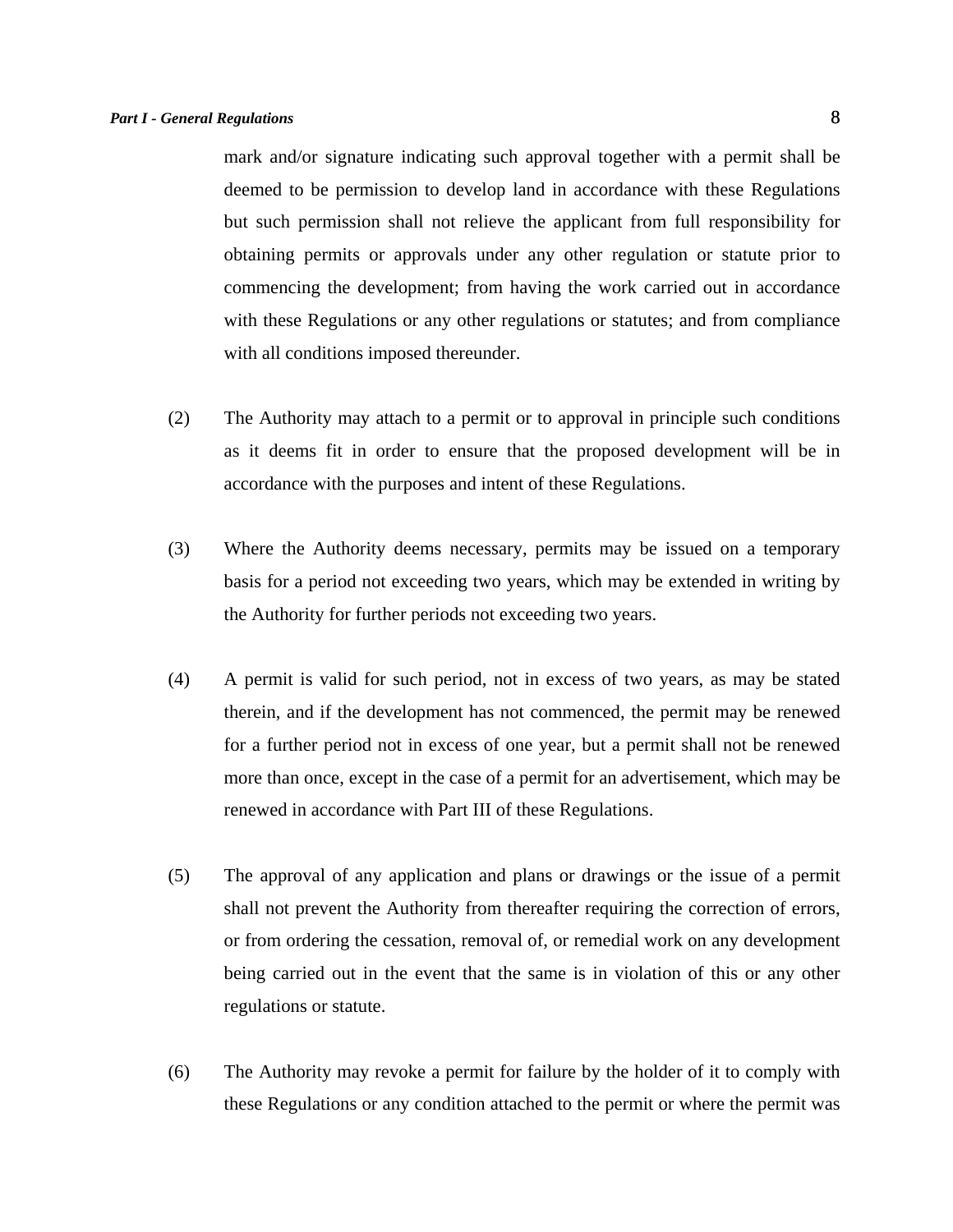mark and/or signature indicating such approval together with a permit shall be deemed to be permission to develop land in accordance with these Regulations but such permission shall not relieve the applicant from full responsibility for obtaining permits or approvals under any other regulation or statute prior to commencing the development; from having the work carried out in accordance with these Regulations or any other regulations or statutes; and from compliance with all conditions imposed thereunder.

(2) The Authority may attach to a permit or to approval in principle such conditions as it deems fit in order to ensure that the proposed development will be in accordance with the purposes and intent of these Regulations.

(3) Where the Authority deems necessary, permits may be issued on a temporary basis for a period not exceeding two years, which may be extended in writing by the Authority for further periods not exceeding two years.

(4) A permit is valid for such period, not in excess of two years, as may be stated therein, and if the development has not commenced, the permit may be renewed for a further period not in excess of one year, but a permit shall not be renewed more than once, except in the case of a permit for an advertisement, which may be renewed in accordance with Part III of these Regulations.

(5) The approval of any application and plans or drawings or the issue of a permit shall not prevent the Authority from thereafter requiring the correction of errors, or from ordering the cessation, removal of, or remedial work on any development being carried out in the event that the same is in violation of this or any other regulations or statute.

(6) The Authority may revoke a permit for failure by the holder of it to comply with these Regulations or any condition attached to the permit or where the permit was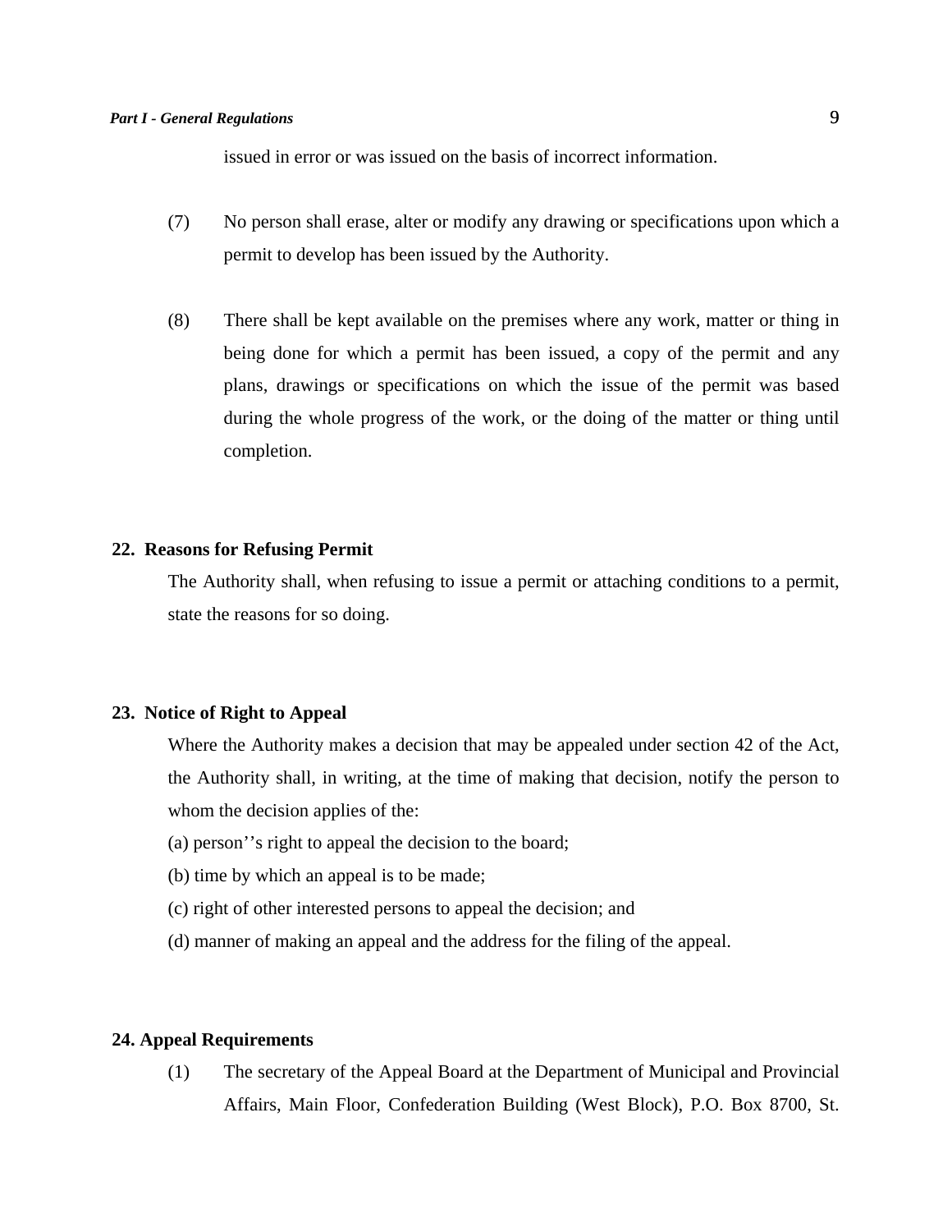issued in error or was issued on the basis of incorrect information.

(7) No person shall erase, alter or modify any drawing or specifications upon which a permit to develop has been issued by the Authority.

(8) There shall be kept available on the premises where any work, matter or thing in being done for which a permit has been issued, a copy of the permit and any plans, drawings or specifications on which the issue of the permit was based during the whole progress of the work, or the doing of the matter or thing until completion.

**22. Reasons for Refusing Permit**

The Authority shall, when refusing to issue a permit or attaching conditions to a permit, state the reasons for so doing.

**23. Notice of Right to Appeal**

Where the Authority makes a decision that may be appealed under section 42 of the Act, the Authority shall, in writing, at the time of making that decision, notify the person to whom the decision applies of the:

(a) person’’s right to appeal the decision to the board;

(b) time by which an appeal is to be made;

(c) right of other interested persons to appeal the decision; and

(d) manner of making an appeal and the address for the filing of the appeal.

**24. Appeal Requirements**

(1) The secretary of the Appeal Board at the Department of Municipal and Provincial Affairs, Main Floor, Confederation Building (West Block), P.O. Box 8700, St.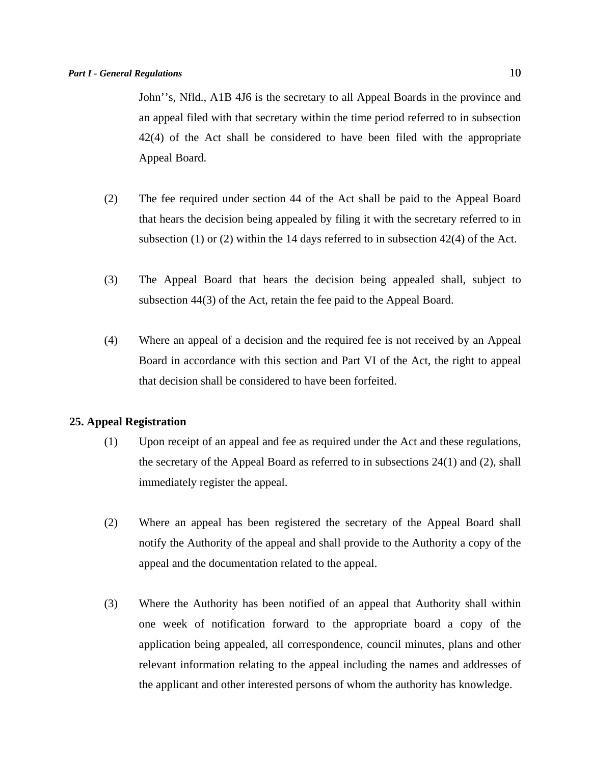John’’s, Nfld., A1B 4J6 is the secretary to all Appeal Boards in the province and an appeal filed with that secretary within the time period referred to in subsection 42(4) of the Act shall be considered to have been filed with the appropriate Appeal Board.

(2) The fee required under section 44 of the Act shall be paid to the Appeal Board that hears the decision being appealed by filing it with the secretary referred to in subsection (1) or (2) within the 14 days referred to in subsection 42(4) of the Act.

(3) The Appeal Board that hears the decision being appealed shall, subject to subsection 44(3) of the Act, retain the fee paid to the Appeal Board.

(4) Where an appeal of a decision and the required fee is not received by an Appeal Board in accordance with this section and Part VI of the Act, the right to appeal that decision shall be considered to have been forfeited.

**25. Appeal Registration**

(1) Upon receipt of an appeal and fee as required under the Act and these regulations, the secretary of the Appeal Board as referred to in subsections 24(1) and (2), shall immediately register the appeal.

(2) Where an appeal has been registered the secretary of the Appeal Board shall notify the Authority of the appeal and shall provide to the Authority a copy of the appeal and the documentation related to the appeal.

(3) Where the Authority has been notified of an appeal that Authority shall within one week of notification forward to the appropriate board a copy of the application being appealed, all correspondence, council minutes, plans and other relevant information relating to the appeal including the names and addresses of the applicant and other interested persons of whom the authority has knowledge.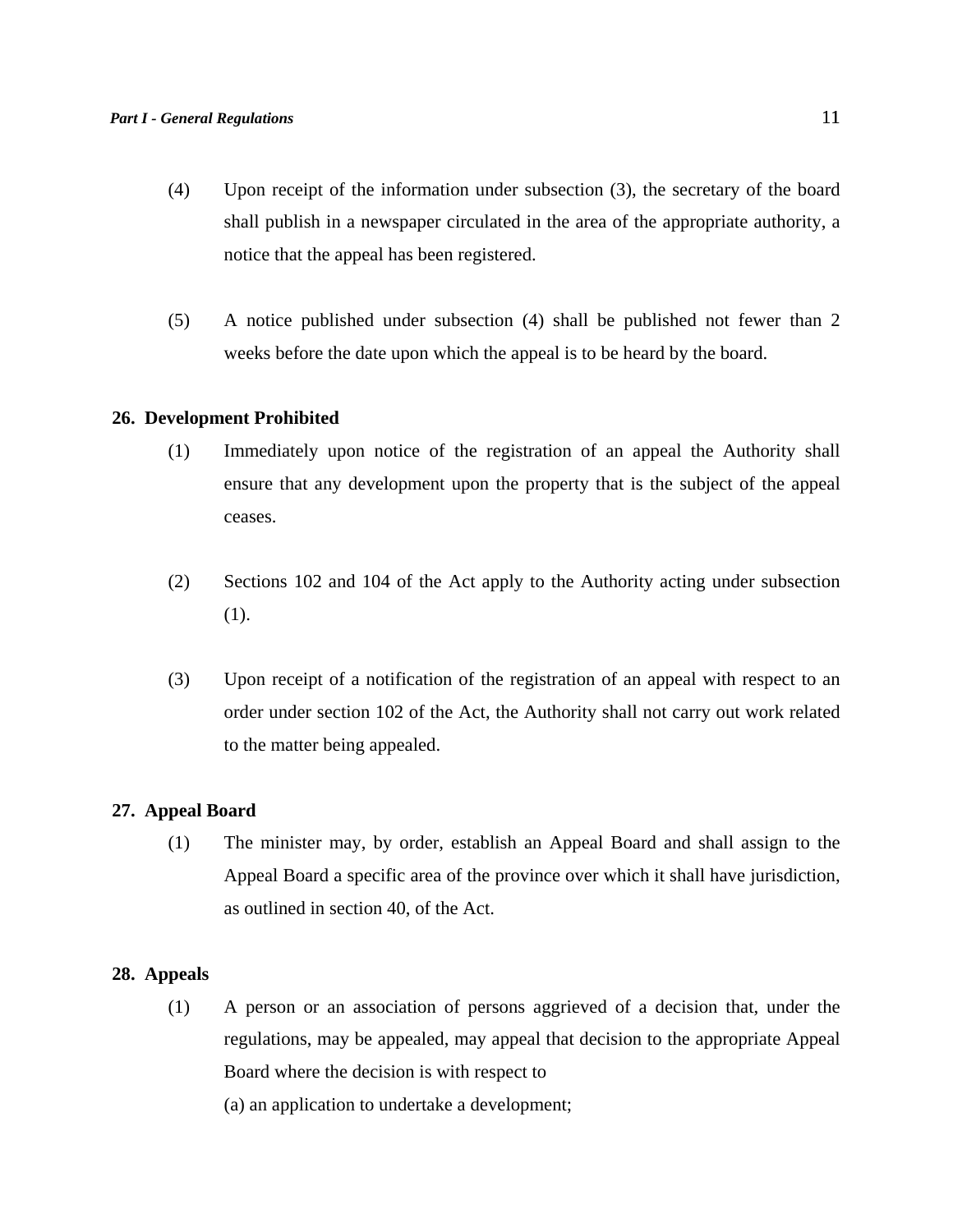(4) Upon receipt of the information under subsection (3), the secretary of the board shall publish in a newspaper circulated in the area of the appropriate authority, a notice that the appeal has been registered.

(5) A notice published under subsection (4) shall be published not fewer than 2 weeks before the date upon which the appeal is to be heard by the board.

**26. Development Prohibited**

(1) Immediately upon notice of the registration of an appeal the Authority shall ensure that any development upon the property that is the subject of the appeal ceases.

(2) Sections 102 and 104 of the Act apply to the Authority acting under subsection (1).

(3) Upon receipt of a notification of the registration of an appeal with respect to an order under section 102 of the Act, the Authority shall not carry out work related to the matter being appealed.

**27. Appeal Board**

(1) The minister may, by order, establish an Appeal Board and shall assign to the Appeal Board a specific area of the province over which it shall have jurisdiction, as outlined in section 40, of the Act.

**28. Appeals**

(1) A person or an association of persons aggrieved of a decision that, under the regulations, may be appealed, may appeal that decision to the appropriate Appeal Board where the decision is with respect to

(a) an application to undertake a development;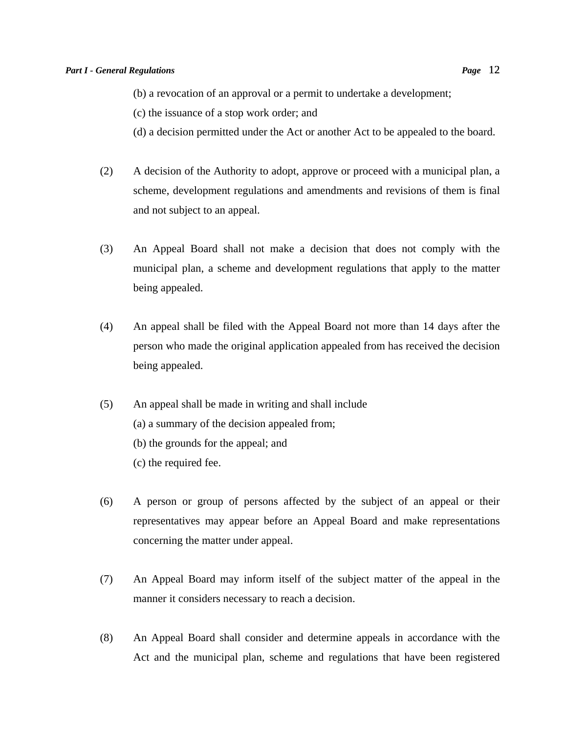(b) a revocation of an approval or a permit to undertake a development;

(c) the issuance of a stop work order; and

(d) a decision permitted under the Act or another Act to be appealed to the board.

(2) A decision of the Authority to adopt, approve or proceed with a municipal plan, a scheme, development regulations and amendments and revisions of them is final and not subject to an appeal.

(3) An Appeal Board shall not make a decision that does not comply with the municipal plan, a scheme and development regulations that apply to the matter being appealed.

(4) An appeal shall be filed with the Appeal Board not more than 14 days after the person who made the original application appealed from has received the decision being appealed.

(5) An appeal shall be made in writing and shall include

(a) a summary of the decision appealed from;

(b) the grounds for the appeal; and

(c) the required fee.

(6) A person or group of persons affected by the subject of an appeal or their representatives may appear before an Appeal Board and make representations concerning the matter under appeal.

(7) An Appeal Board may inform itself of the subject matter of the appeal in the manner it considers necessary to reach a decision.

(8) An Appeal Board shall consider and determine appeals in accordance with the Act and the municipal plan, scheme and regulations that have been registered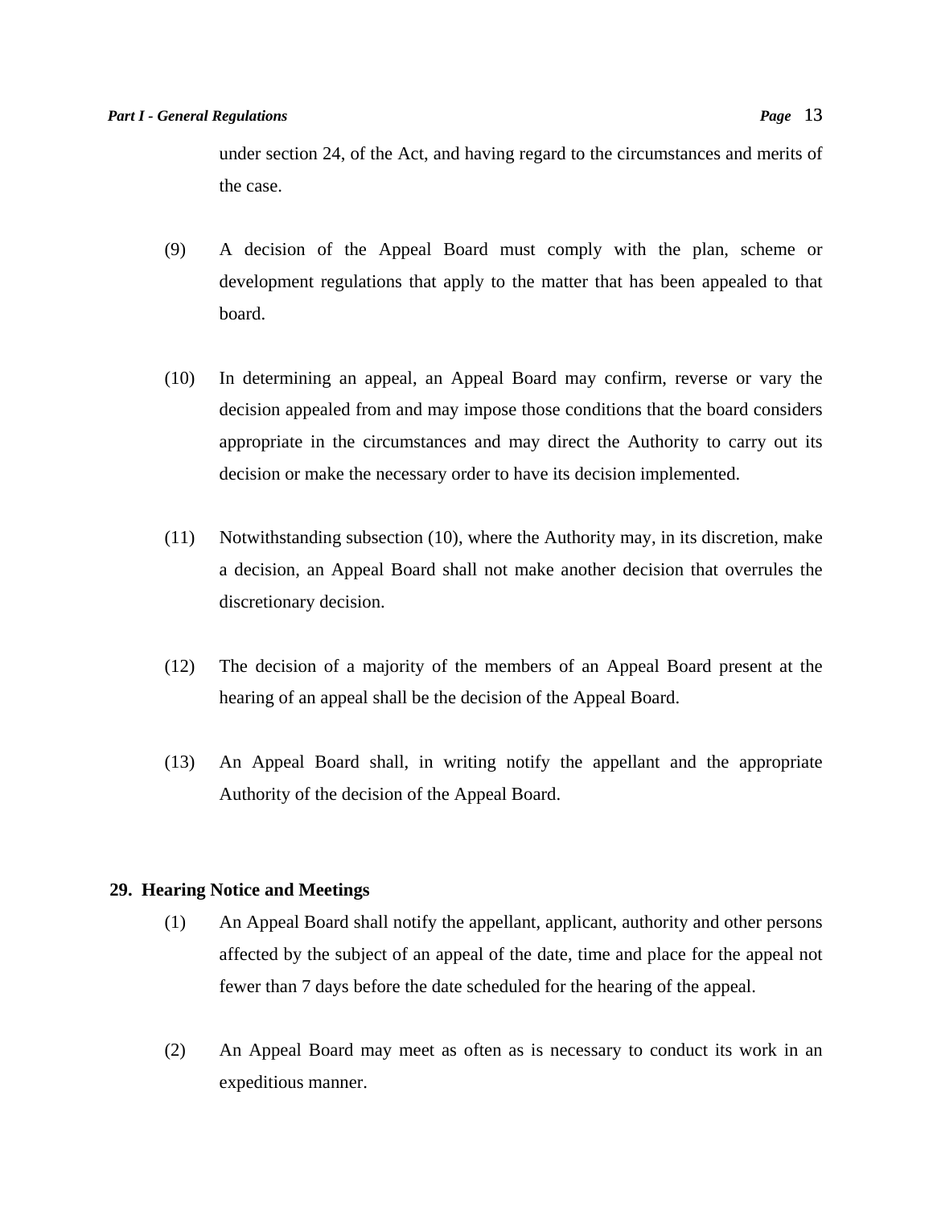under section 24, of the Act, and having regard to the circumstances and merits of the case.

(9) A decision of the Appeal Board must comply with the plan, scheme or development regulations that apply to the matter that has been appealed to that board.

(10) In determining an appeal, an Appeal Board may confirm, reverse or vary the decision appealed from and may impose those conditions that the board considers appropriate in the circumstances and may direct the Authority to carry out its decision or make the necessary order to have its decision implemented.

(11) Notwithstanding subsection (10), where the Authority may, in its discretion, make a decision, an Appeal Board shall not make another decision that overrules the discretionary decision.

(12) The decision of a majority of the members of an Appeal Board present at the hearing of an appeal shall be the decision of the Appeal Board.

(13) An Appeal Board shall, in writing notify the appellant and the appropriate Authority of the decision of the Appeal Board.

**29. Hearing Notice and Meetings**

(1) An Appeal Board shall notify the appellant, applicant, authority and other persons affected by the subject of an appeal of the date, time and place for the appeal not fewer than 7 days before the date scheduled for the hearing of the appeal.

(2) An Appeal Board may meet as often as is necessary to conduct its work in an expeditious manner.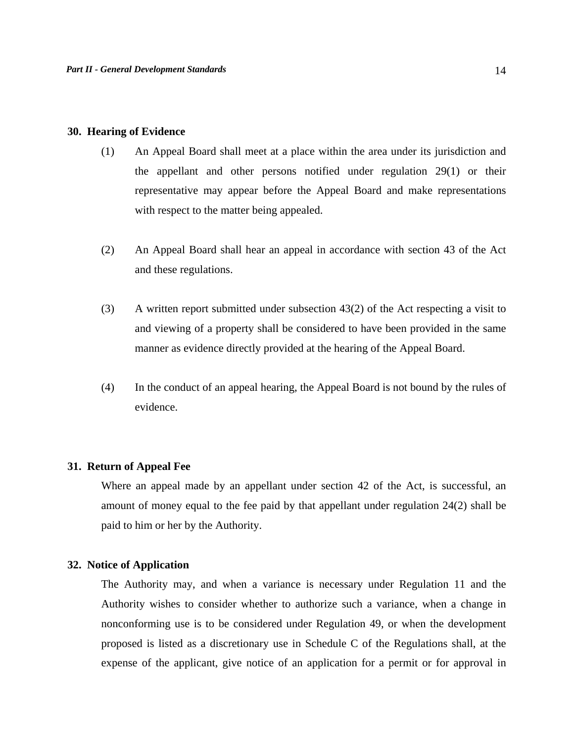### 30. Hearing of Evidence

(1) An Appeal Board shall meet at a place within the area under its jurisdiction and the appellant and other persons notified under regulation 29(1) or their representative may appear before the Appeal Board and make representations with respect to the matter being appealed.

(2) An Appeal Board shall hear an appeal in accordance with section 43 of the Act and these regulations.

(3) A written report submitted under subsection 43(2) of the Act respecting a visit to and viewing of a property shall be considered to have been provided in the same manner as evidence directly provided at the hearing of the Appeal Board.

(4) In the conduct of an appeal hearing, the Appeal Board is not bound by the rules of evidence.

### 31. Return of Appeal Fee

Where an appeal made by an appellant under section 42 of the Act, is successful, an amount of money equal to the fee paid by that appellant under regulation 24(2) shall be paid to him or her by the Authority.

### 32. Notice of Application

The Authority may, and when a variance is necessary under Regulation 11 and the Authority wishes to consider whether to authorize such a variance, when a change in nonconforming use is to be considered under Regulation 49, or when the development proposed is listed as a discretionary use in Schedule C of the Regulations shall, at the expense of the applicant, give notice of an application for a permit or for approval in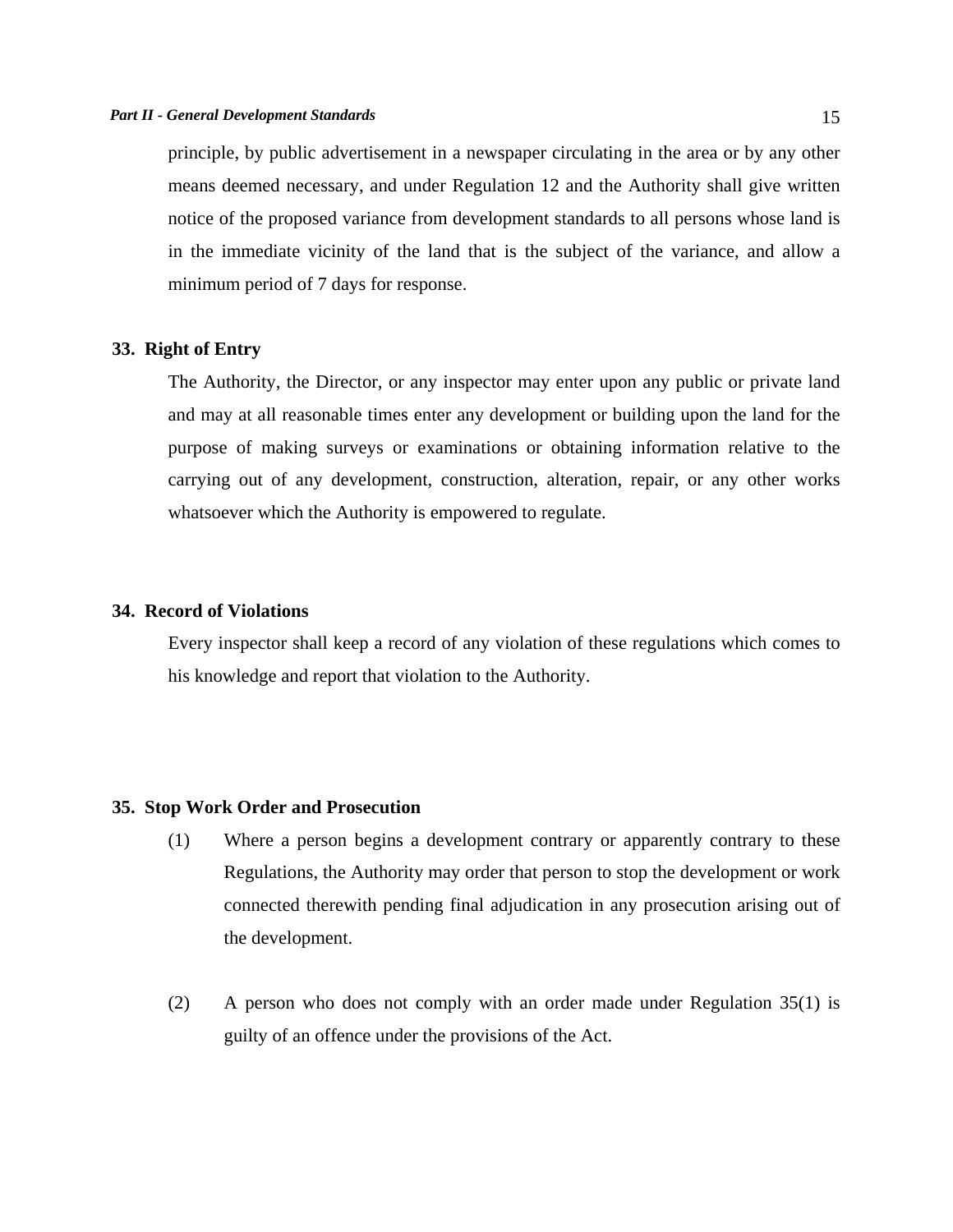principle, by public advertisement in a newspaper circulating in the area or by any other means deemed necessary, and under Regulation 12 and the Authority shall give written notice of the proposed variance from development standards to all persons whose land is in the immediate vicinity of the land that is the subject of the variance, and allow a minimum period of 7 days for response.

### 33. Right of Entry

The Authority, the Director, or any inspector may enter upon any public or private land and may at all reasonable times enter any development or building upon the land for the purpose of making surveys or examinations or obtaining information relative to the carrying out of any development, construction, alteration, repair, or any other works whatsoever which the Authority is empowered to regulate.

### 34. Record of Violations

Every inspector shall keep a record of any violation of these regulations which comes to his knowledge and report that violation to the Authority.

### 35. Stop Work Order and Prosecution

(1) Where a person begins a development contrary or apparently contrary to these Regulations, the Authority may order that person to stop the development or work connected therewith pending final adjudication in any prosecution arising out of the development.

(2) A person who does not comply with an order made under Regulation 35(1) is guilty of an offence under the provisions of the Act.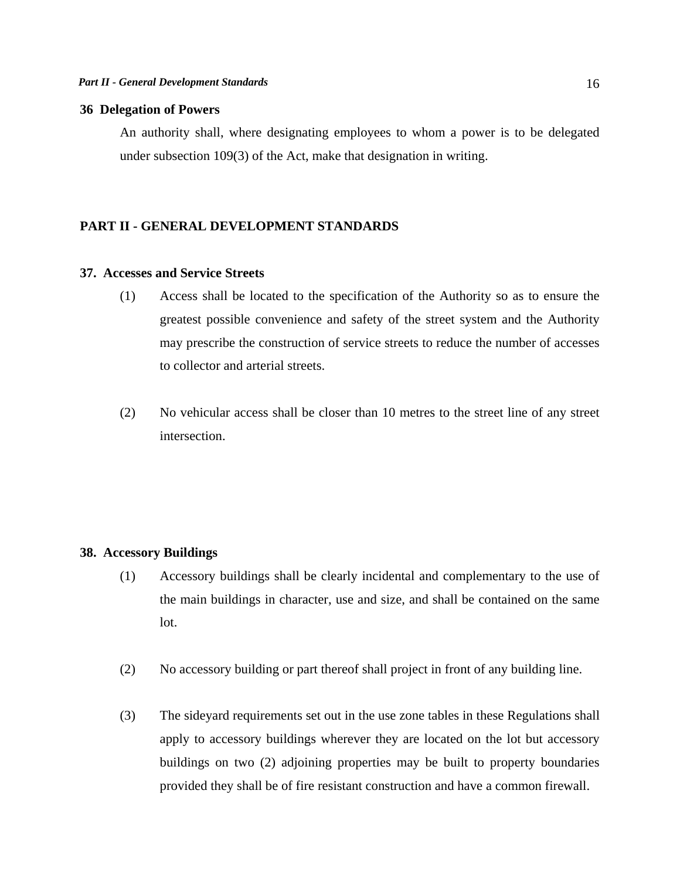## 36 Delegation of Powers

An authority shall, where designating employees to whom a power is to be delegated under subsection 109(3) of the Act, make that designation in writing.

# PART II - GENERAL DEVELOPMENT STANDARDS

## 37. Accesses and Service Streets

(1) Access shall be located to the specification of the Authority so as to ensure the greatest possible convenience and safety of the street system and the Authority may prescribe the construction of service streets to reduce the number of accesses to collector and arterial streets.

(2) No vehicular access shall be closer than 10 metres to the street line of any street intersection.

## 38. Accessory Buildings

(1) Accessory buildings shall be clearly incidental and complementary to the use of the main buildings in character, use and size, and shall be contained on the same lot.

(2) No accessory building or part thereof shall project in front of any building line.

(3) The sideyard requirements set out in the use zone tables in these Regulations shall apply to accessory buildings wherever they are located on the lot but accessory buildings on two (2) adjoining properties may be built to property boundaries provided they shall be of fire resistant construction and have a common firewall.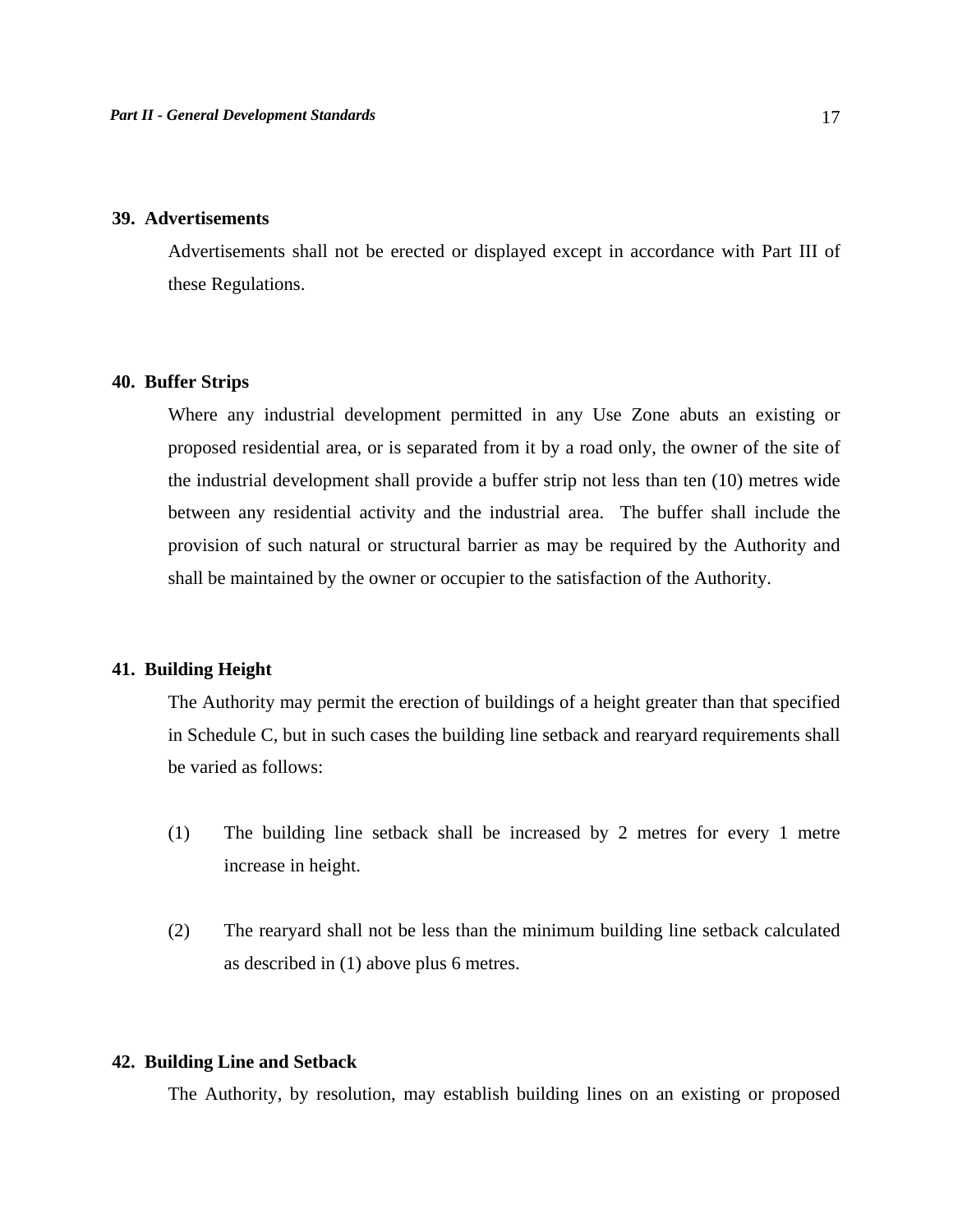### 39. Advertisements

Advertisements shall not be erected or displayed except in accordance with Part III of these Regulations.

### 40. Buffer Strips

Where any industrial development permitted in any Use Zone abuts an existing or proposed residential area, or is separated from it by a road only, the owner of the site of the industrial development shall provide a buffer strip not less than ten (10) metres wide between any residential activity and the industrial area. The buffer shall include the provision of such natural or structural barrier as may be required by the Authority and shall be maintained by the owner or occupier to the satisfaction of the Authority.

### 41. Building Height

The Authority may permit the erection of buildings of a height greater than that specified in Schedule C, but in such cases the building line setback and rearyard requirements shall be varied as follows:

(1) The building line setback shall be increased by 2 metres for every 1 metre increase in height.

(2) The rearyard shall not be less than the minimum building line setback calculated as described in (1) above plus 6 metres.

### 42. Building Line and Setback

The Authority, by resolution, may establish building lines on an existing or proposed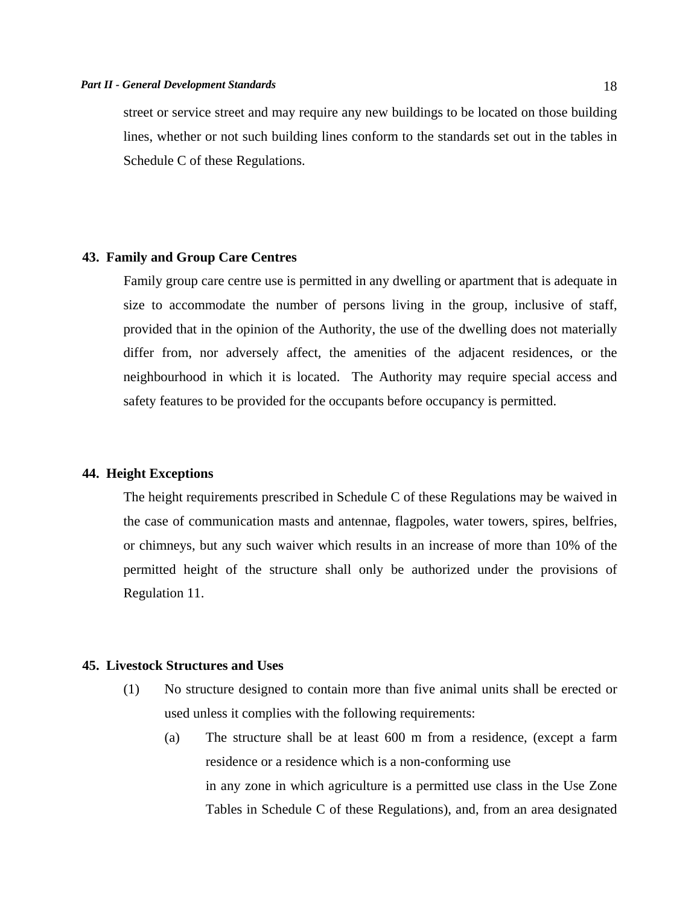street or service street and may require any new buildings to be located on those building lines, whether or not such building lines conform to the standards set out in the tables in Schedule C of these Regulations.

### 43. Family and Group Care Centres

Family group care centre use is permitted in any dwelling or apartment that is adequate in size to accommodate the number of persons living in the group, inclusive of staff, provided that in the opinion of the Authority, the use of the dwelling does not materially differ from, nor adversely affect, the amenities of the adjacent residences, or the neighbourhood in which it is located. The Authority may require special access and safety features to be provided for the occupants before occupancy is permitted.

### 44. Height Exceptions

The height requirements prescribed in Schedule C of these Regulations may be waived in the case of communication masts and antennae, flagpoles, water towers, spires, belfries, or chimneys, but any such waiver which results in an increase of more than 10% of the permitted height of the structure shall only be authorized under the provisions of Regulation 11.

### 45. Livestock Structures and Uses

(1) No structure designed to contain more than five animal units shall be erected or used unless it complies with the following requirements:

(a) The structure shall be at least 600 m from a residence, (except a farm residence or a residence which is a non-conforming use in any zone in which agriculture is a permitted use class in the Use Zone Tables in Schedule C of these Regulations), and, from an area designated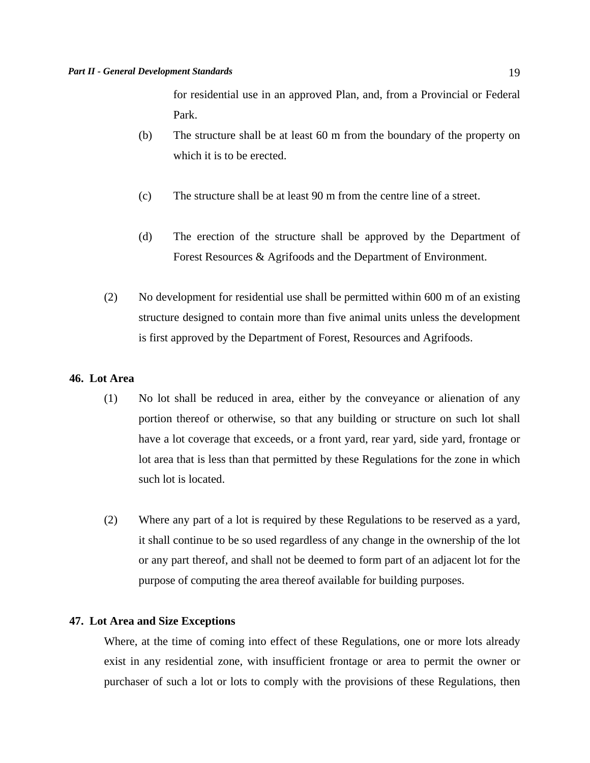for residential use in an approved Plan, and, from a Provincial or Federal Park.

(b) The structure shall be at least 60 m from the boundary of the property on which it is to be erected.

(c) The structure shall be at least 90 m from the centre line of a street.

(d) The erection of the structure shall be approved by the Department of Forest Resources & Agrifoods and the Department of Environment.

(2) No development for residential use shall be permitted within 600 m of an existing structure designed to contain more than five animal units unless the development is first approved by the Department of Forest, Resources and Agrifoods.

**46. Lot Area**

(1) No lot shall be reduced in area, either by the conveyance or alienation of any portion thereof or otherwise, so that any building or structure on such lot shall have a lot coverage that exceeds, or a front yard, rear yard, side yard, frontage or lot area that is less than that permitted by these Regulations for the zone in which such lot is located.

(2) Where any part of a lot is required by these Regulations to be reserved as a yard, it shall continue to be so used regardless of any change in the ownership of the lot or any part thereof, and shall not be deemed to form part of an adjacent lot for the purpose of computing the area thereof available for building purposes.

**47. Lot Area and Size Exceptions**

Where, at the time of coming into effect of these Regulations, one or more lots already exist in any residential zone, with insufficient frontage or area to permit the owner or purchaser of such a lot or lots to comply with the provisions of these Regulations, then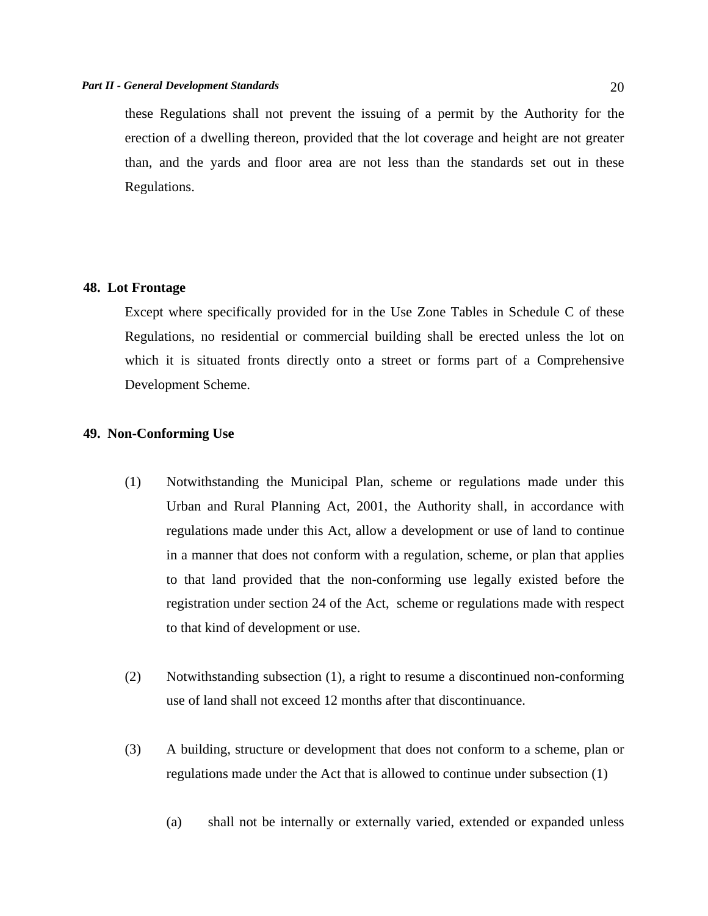these Regulations shall not prevent the issuing of a permit by the Authority for the erection of a dwelling thereon, provided that the lot coverage and height are not greater than, and the yards and floor area are not less than the standards set out in these Regulations.

## 48. Lot Frontage

Except where specifically provided for in the Use Zone Tables in Schedule C of these Regulations, no residential or commercial building shall be erected unless the lot on which it is situated fronts directly onto a street or forms part of a Comprehensive Development Scheme.

## 49. Non-Conforming Use

(1) Notwithstanding the Municipal Plan, scheme or regulations made under this Urban and Rural Planning Act, 2001, the Authority shall, in accordance with regulations made under this Act, allow a development or use of land to continue in a manner that does not conform with a regulation, scheme, or plan that applies to that land provided that the non-conforming use legally existed before the registration under section 24 of the Act, scheme or regulations made with respect to that kind of development or use.

(2) Notwithstanding subsection (1), a right to resume a discontinued non-conforming use of land shall not exceed 12 months after that discontinuance.

(3) A building, structure or development that does not conform to a scheme, plan or regulations made under the Act that is allowed to continue under subsection (1)

(a) shall not be internally or externally varied, extended or expanded unless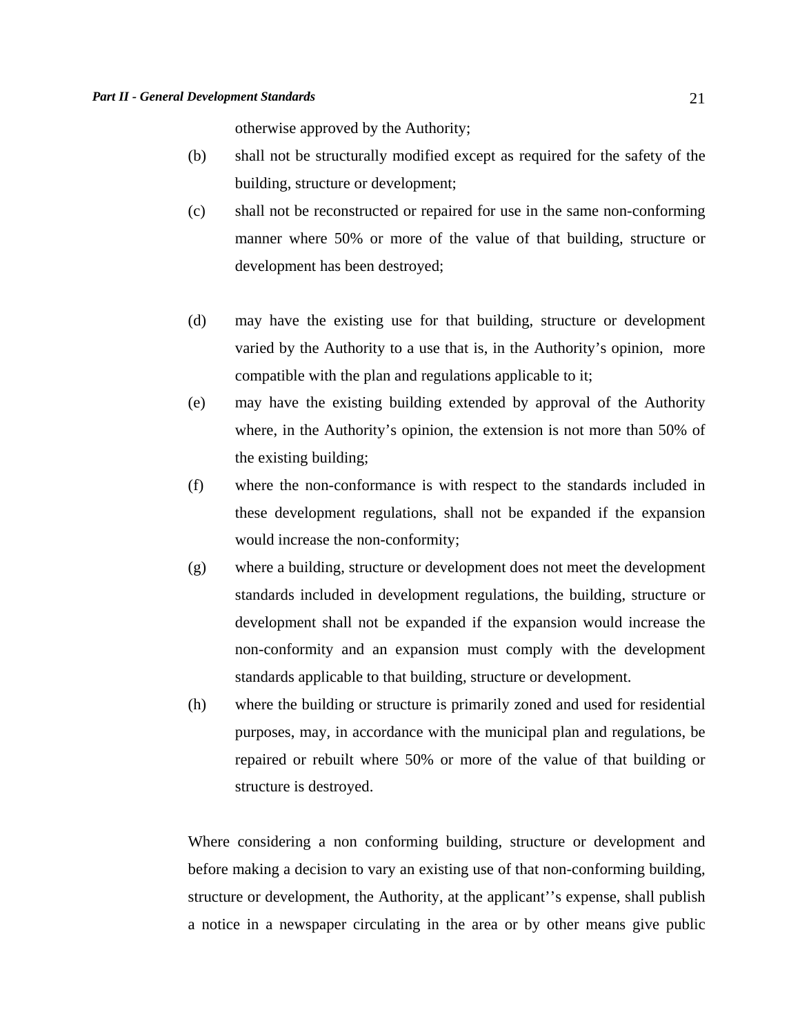otherwise approved by the Authority;

(b) shall not be structurally modified except as required for the safety of the building, structure or development;

(c) shall not be reconstructed or repaired for use in the same non-conforming manner where 50% or more of the value of that building, structure or development has been destroyed;

(d) may have the existing use for that building, structure or development varied by the Authority to a use that is, in the Authority's opinion, more compatible with the plan and regulations applicable to it;

(e) may have the existing building extended by approval of the Authority where, in the Authority's opinion, the extension is not more than 50% of the existing building;

(f) where the non-conformance is with respect to the standards included in these development regulations, shall not be expanded if the expansion would increase the non-conformity;

(g) where a building, structure or development does not meet the development standards included in development regulations, the building, structure or development shall not be expanded if the expansion would increase the non-conformity and an expansion must comply with the development standards applicable to that building, structure or development.

(h) where the building or structure is primarily zoned and used for residential purposes, may, in accordance with the municipal plan and regulations, be repaired or rebuilt where 50% or more of the value of that building or structure is destroyed.

Where considering a non conforming building, structure or development and before making a decision to vary an existing use of that non-conforming building, structure or development, the Authority, at the applicant''s expense, shall publish a notice in a newspaper circulating in the area or by other means give public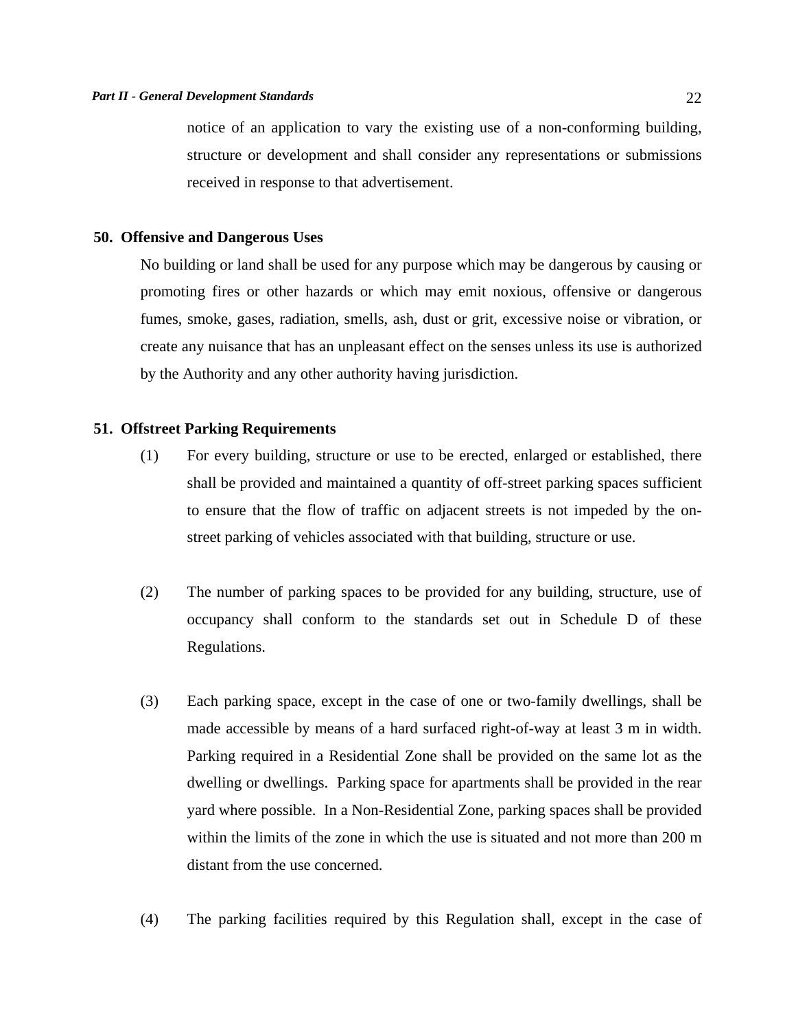notice of an application to vary the existing use of a non-conforming building, structure or development and shall consider any representations or submissions received in response to that advertisement.

**50. Offensive and Dangerous Uses**

No building or land shall be used for any purpose which may be dangerous by causing or promoting fires or other hazards or which may emit noxious, offensive or dangerous fumes, smoke, gases, radiation, smells, ash, dust or grit, excessive noise or vibration, or create any nuisance that has an unpleasant effect on the senses unless its use is authorized by the Authority and any other authority having jurisdiction.

**51. Offstreet Parking Requirements**

(1) For every building, structure or use to be erected, enlarged or established, there shall be provided and maintained a quantity of off-street parking spaces sufficient to ensure that the flow of traffic on adjacent streets is not impeded by the on-street parking of vehicles associated with that building, structure or use.

(2) The number of parking spaces to be provided for any building, structure, use of occupancy shall conform to the standards set out in Schedule D of these Regulations.

(3) Each parking space, except in the case of one or two-family dwellings, shall be made accessible by means of a hard surfaced right-of-way at least 3 m in width. Parking required in a Residential Zone shall be provided on the same lot as the dwelling or dwellings. Parking space for apartments shall be provided in the rear yard where possible. In a Non-Residential Zone, parking spaces shall be provided within the limits of the zone in which the use is situated and not more than 200 m distant from the use concerned.

(4) The parking facilities required by this Regulation shall, except in the case of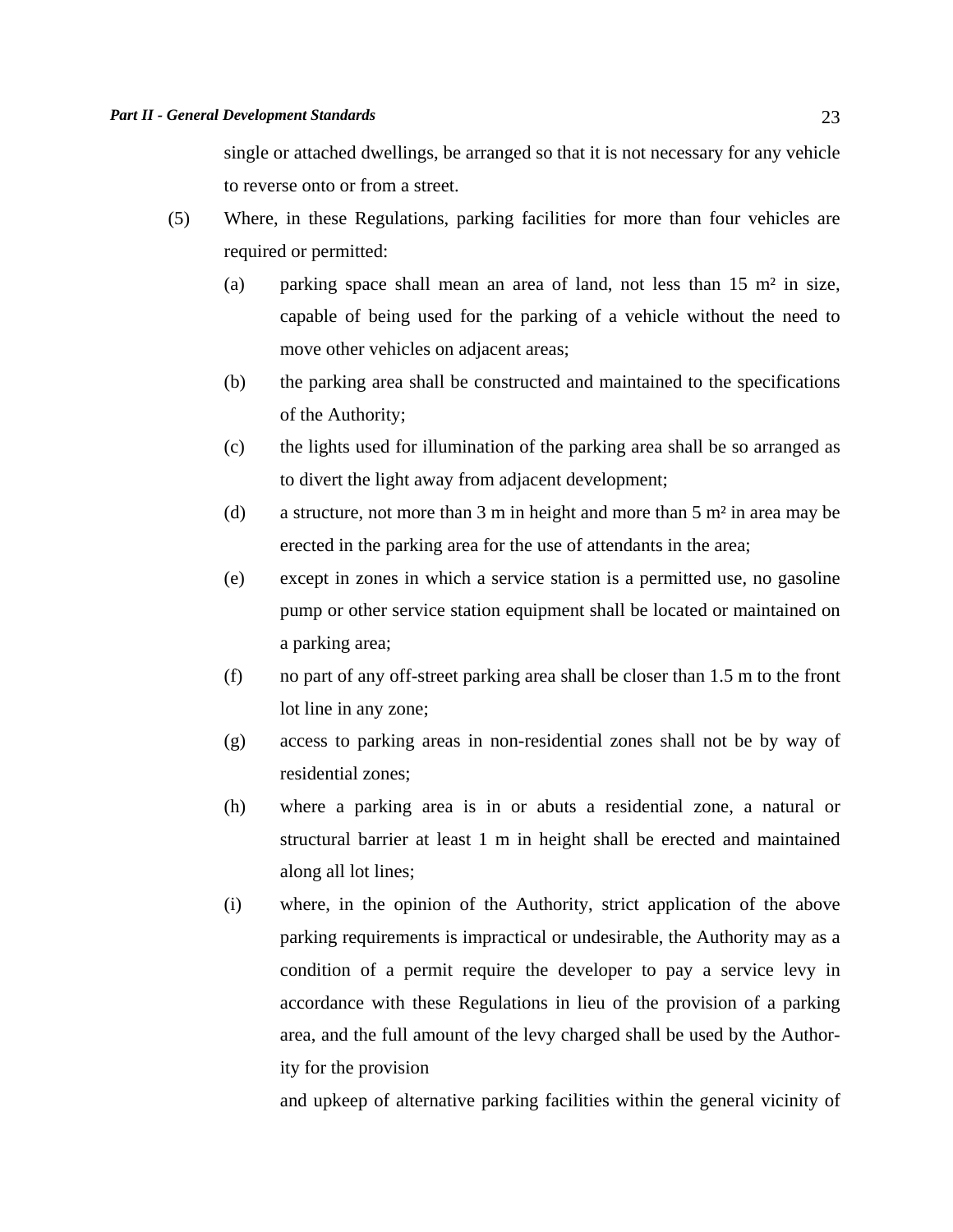single or attached dwellings, be arranged so that it is not necessary for any vehicle to reverse onto or from a street.

(5) Where, in these Regulations, parking facilities for more than four vehicles are required or permitted:

(a) parking space shall mean an area of land, not less than 15 m² in size, capable of being used for the parking of a vehicle without the need to move other vehicles on adjacent areas;

(b) the parking area shall be constructed and maintained to the specifications of the Authority;

(c) the lights used for illumination of the parking area shall be so arranged as to divert the light away from adjacent development;

(d) a structure, not more than 3 m in height and more than 5 m² in area may be erected in the parking area for the use of attendants in the area;

(e) except in zones in which a service station is a permitted use, no gasoline pump or other service station equipment shall be located or maintained on a parking area;

(f) no part of any off-street parking area shall be closer than 1.5 m to the front lot line in any zone;

(g) access to parking areas in non-residential zones shall not be by way of residential zones;

(h) where a parking area is in or abuts a residential zone, a natural or structural barrier at least 1 m in height shall be erected and maintained along all lot lines;

(i) where, in the opinion of the Authority, strict application of the above parking requirements is impractical or undesirable, the Authority may as a condition of a permit require the developer to pay a service levy in accordance with these Regulations in lieu of the provision of a parking area, and the full amount of the levy charged shall be used by the Authority for the provision

and upkeep of alternative parking facilities within the general vicinity of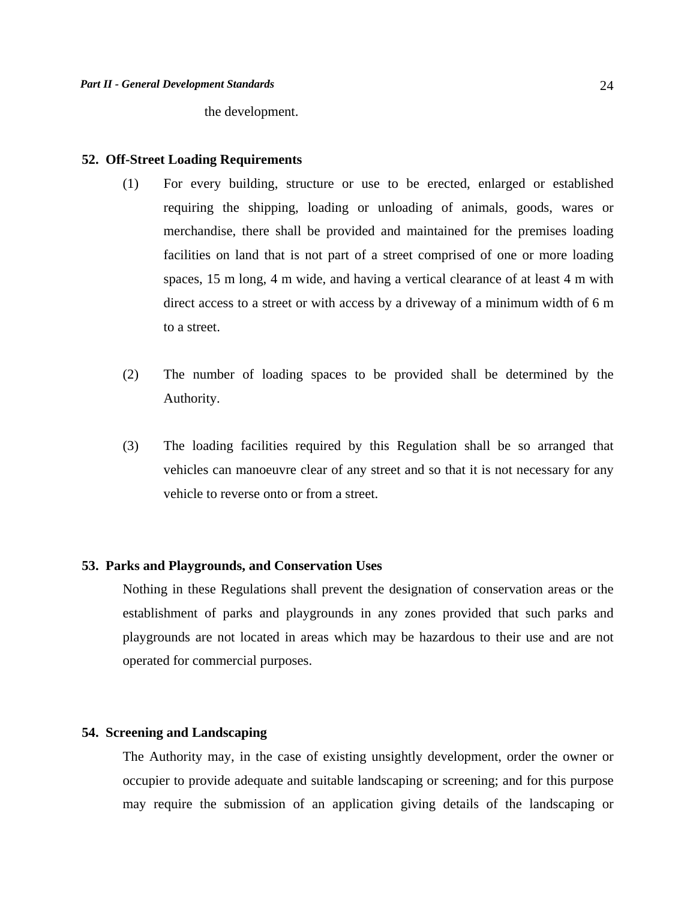the development.

## 52. Off-Street Loading Requirements

(1) For every building, structure or use to be erected, enlarged or established requiring the shipping, loading or unloading of animals, goods, wares or merchandise, there shall be provided and maintained for the premises loading facilities on land that is not part of a street comprised of one or more loading spaces, 15 m long, 4 m wide, and having a vertical clearance of at least 4 m with direct access to a street or with access by a driveway of a minimum width of 6 m to a street.

(2) The number of loading spaces to be provided shall be determined by the Authority.

(3) The loading facilities required by this Regulation shall be so arranged that vehicles can manoeuvre clear of any street and so that it is not necessary for any vehicle to reverse onto or from a street.

## 53. Parks and Playgrounds, and Conservation Uses

Nothing in these Regulations shall prevent the designation of conservation areas or the establishment of parks and playgrounds in any zones provided that such parks and playgrounds are not located in areas which may be hazardous to their use and are not operated for commercial purposes.

## 54. Screening and Landscaping

The Authority may, in the case of existing unsightly development, order the owner or occupier to provide adequate and suitable landscaping or screening; and for this purpose may require the submission of an application giving details of the landscaping or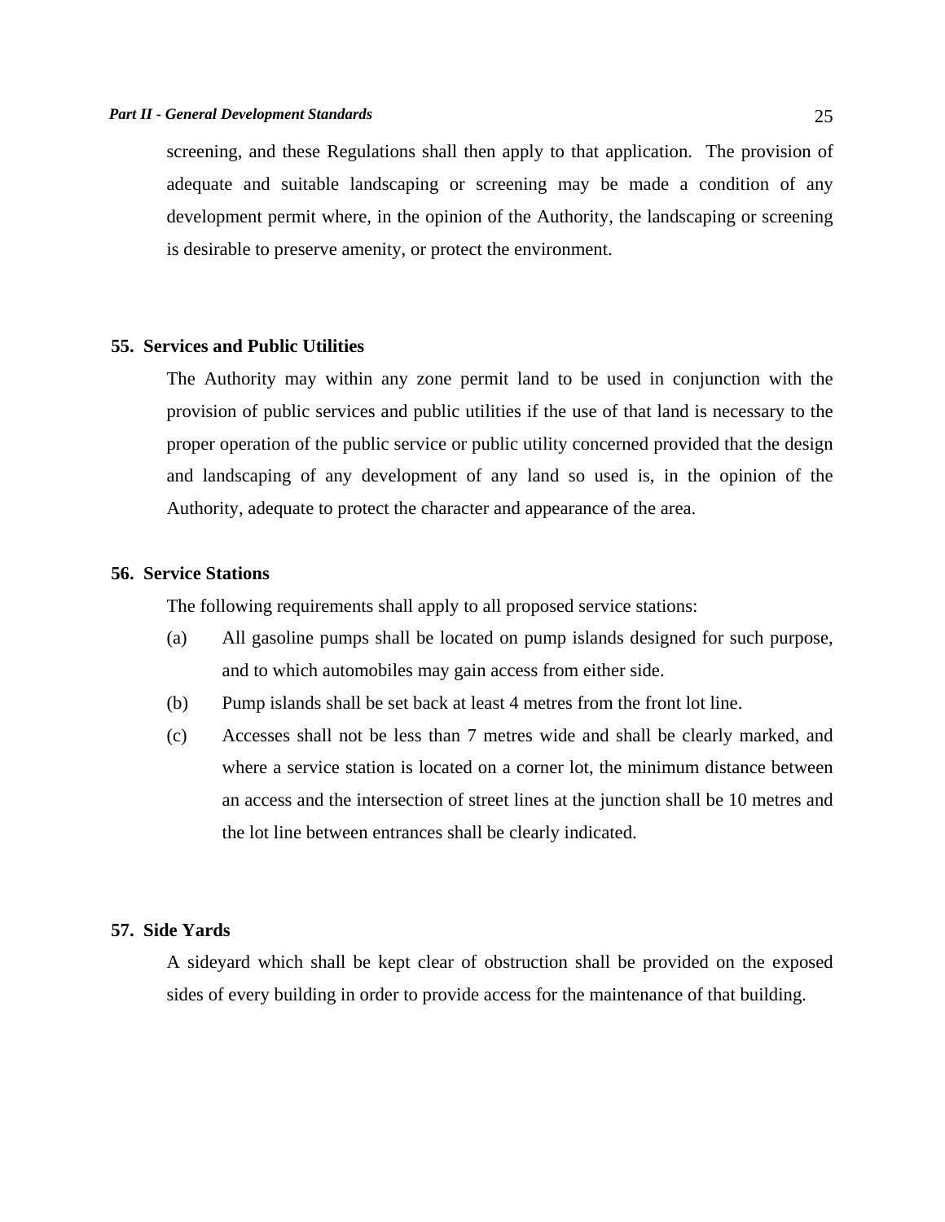screening, and these Regulations shall then apply to that application. The provision of adequate and suitable landscaping or screening may be made a condition of any development permit where, in the opinion of the Authority, the landscaping or screening is desirable to preserve amenity, or protect the environment.

## 55. Services and Public Utilities

The Authority may within any zone permit land to be used in conjunction with the provision of public services and public utilities if the use of that land is necessary to the proper operation of the public service or public utility concerned provided that the design and landscaping of any development of any land so used is, in the opinion of the Authority, adequate to protect the character and appearance of the area.

## 56. Service Stations

The following requirements shall apply to all proposed service stations:

(a) All gasoline pumps shall be located on pump islands designed for such purpose, and to which automobiles may gain access from either side.

(b) Pump islands shall be set back at least 4 metres from the front lot line.

(c) Accesses shall not be less than 7 metres wide and shall be clearly marked, and where a service station is located on a corner lot, the minimum distance between an access and the intersection of street lines at the junction shall be 10 metres and the lot line between entrances shall be clearly indicated.

## 57. Side Yards

A sideyard which shall be kept clear of obstruction shall be provided on the exposed sides of every building in order to provide access for the maintenance of that building.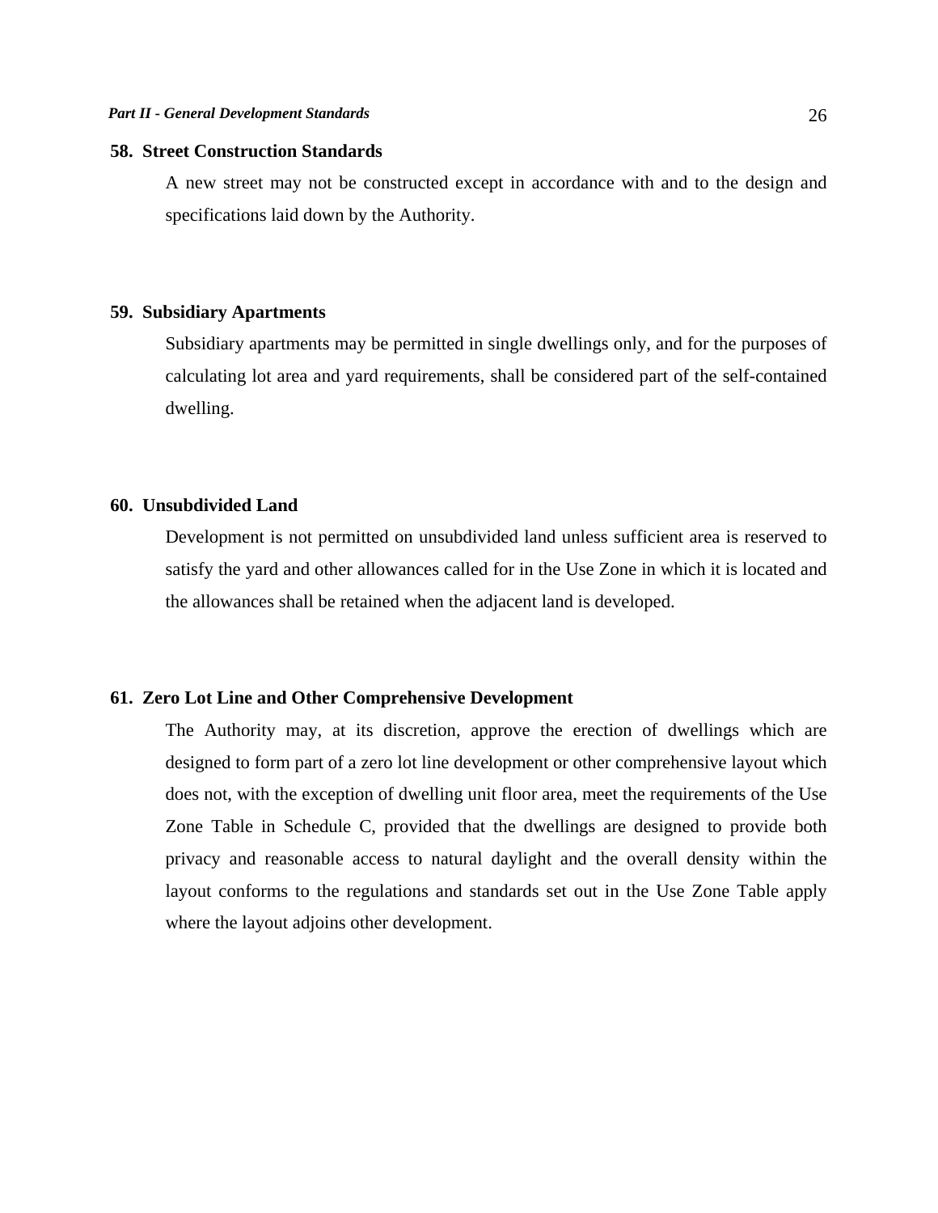### 58. Street Construction Standards

A new street may not be constructed except in accordance with and to the design and specifications laid down by the Authority.

### 59. Subsidiary Apartments

Subsidiary apartments may be permitted in single dwellings only, and for the purposes of calculating lot area and yard requirements, shall be considered part of the self-contained dwelling.

### 60. Unsubdivided Land

Development is not permitted on unsubdivided land unless sufficient area is reserved to satisfy the yard and other allowances called for in the Use Zone in which it is located and the allowances shall be retained when the adjacent land is developed.

### 61. Zero Lot Line and Other Comprehensive Development

The Authority may, at its discretion, approve the erection of dwellings which are designed to form part of a zero lot line development or other comprehensive layout which does not, with the exception of dwelling unit floor area, meet the requirements of the Use Zone Table in Schedule C, provided that the dwellings are designed to provide both privacy and reasonable access to natural daylight and the overall density within the layout conforms to the regulations and standards set out in the Use Zone Table apply where the layout adjoins other development.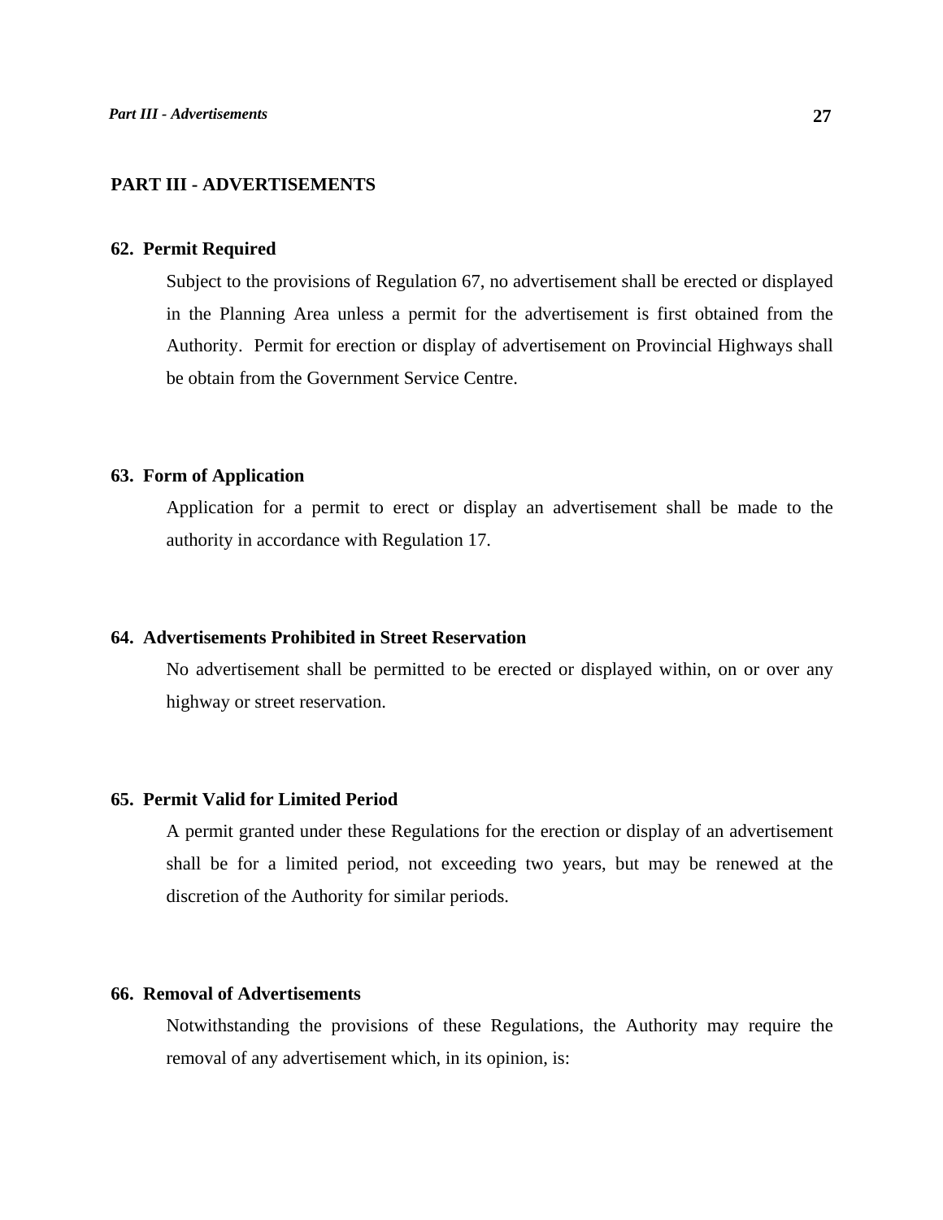## PART III - ADVERTISEMENTS

### 62. Permit Required

Subject to the provisions of Regulation 67, no advertisement shall be erected or displayed in the Planning Area unless a permit for the advertisement is first obtained from the Authority. Permit for erection or display of advertisement on Provincial Highways shall be obtain from the Government Service Centre.

### 63. Form of Application

Application for a permit to erect or display an advertisement shall be made to the authority in accordance with Regulation 17.

### 64. Advertisements Prohibited in Street Reservation

No advertisement shall be permitted to be erected or displayed within, on or over any highway or street reservation.

### 65. Permit Valid for Limited Period

A permit granted under these Regulations for the erection or display of an advertisement shall be for a limited period, not exceeding two years, but may be renewed at the discretion of the Authority for similar periods.

### 66. Removal of Advertisements

Notwithstanding the provisions of these Regulations, the Authority may require the removal of any advertisement which, in its opinion, is: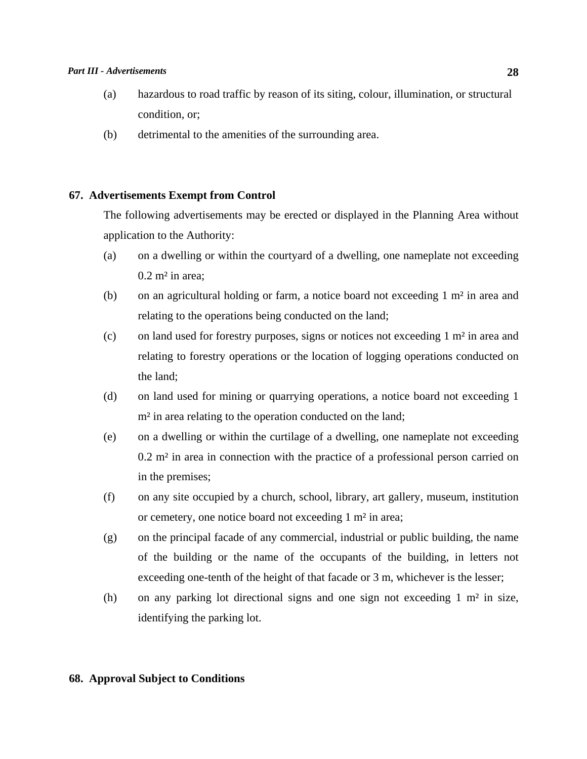(a) hazardous to road traffic by reason of its siting, colour, illumination, or structural condition, or;

(b) detrimental to the amenities of the surrounding area.

## 67. Advertisements Exempt from Control

The following advertisements may be erected or displayed in the Planning Area without application to the Authority:

(a) on a dwelling or within the courtyard of a dwelling, one nameplate not exceeding 0.2 m² in area;

(b) on an agricultural holding or farm, a notice board not exceeding 1 m² in area and relating to the operations being conducted on the land;

(c) on land used for forestry purposes, signs or notices not exceeding 1 m² in area and relating to forestry operations or the location of logging operations conducted on the land;

(d) on land used for mining or quarrying operations, a notice board not exceeding 1 m² in area relating to the operation conducted on the land;

(e) on a dwelling or within the curtilage of a dwelling, one nameplate not exceeding 0.2 m² in area in connection with the practice of a professional person carried on in the premises;

(f) on any site occupied by a church, school, library, art gallery, museum, institution or cemetery, one notice board not exceeding 1 m² in area;

(g) on the principal facade of any commercial, industrial or public building, the name of the building or the name of the occupants of the building, in letters not exceeding one-tenth of the height of that facade or 3 m, whichever is the lesser;

(h) on any parking lot directional signs and one sign not exceeding 1 m² in size, identifying the parking lot.

## 68. Approval Subject to Conditions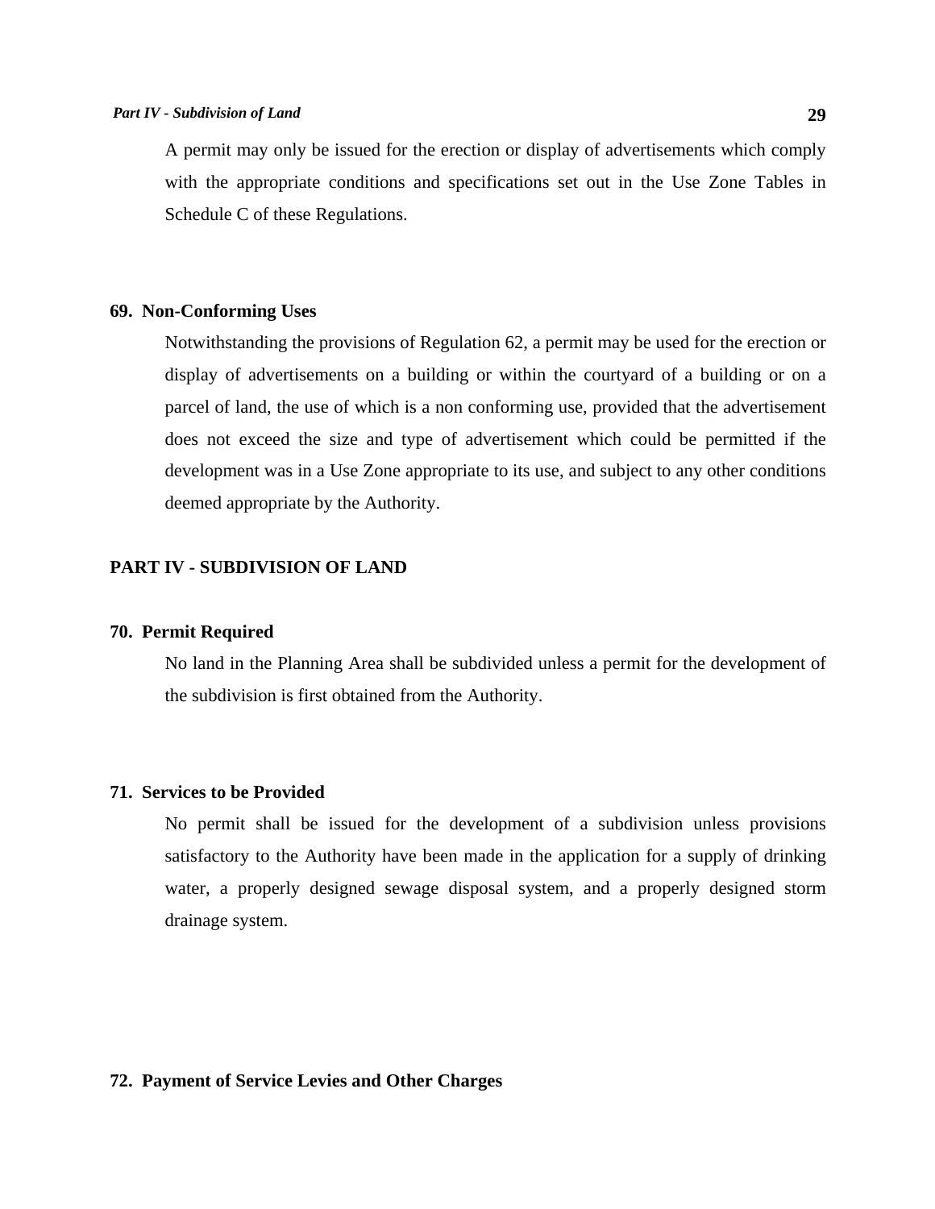A permit may only be issued for the erection or display of advertisements which comply with the appropriate conditions and specifications set out in the Use Zone Tables in Schedule C of these Regulations.

**69. Non-Conforming Uses**

Notwithstanding the provisions of Regulation 62, a permit may be used for the erection or display of advertisements on a building or within the courtyard of a building or on a parcel of land, the use of which is a non conforming use, provided that the advertisement does not exceed the size and type of advertisement which could be permitted if the development was in a Use Zone appropriate to its use, and subject to any other conditions deemed appropriate by the Authority.

## PART IV - SUBDIVISION OF LAND

**70. Permit Required**

No land in the Planning Area shall be subdivided unless a permit for the development of the subdivision is first obtained from the Authority.

**71. Services to be Provided**

No permit shall be issued for the development of a subdivision unless provisions satisfactory to the Authority have been made in the application for a supply of drinking water, a properly designed sewage disposal system, and a properly designed storm drainage system.

**72. Payment of Service Levies and Other Charges**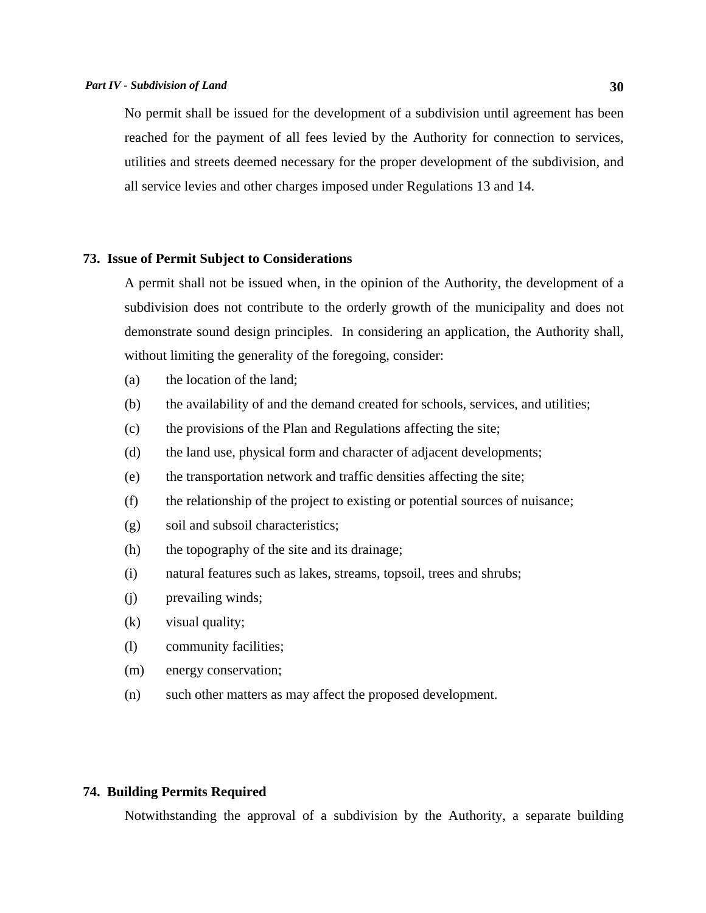No permit shall be issued for the development of a subdivision until agreement has been reached for the payment of all fees levied by the Authority for connection to services, utilities and streets deemed necessary for the proper development of the subdivision, and all service levies and other charges imposed under Regulations 13 and 14.

## 73. Issue of Permit Subject to Considerations

A permit shall not be issued when, in the opinion of the Authority, the development of a subdivision does not contribute to the orderly growth of the municipality and does not demonstrate sound design principles. In considering an application, the Authority shall, without limiting the generality of the foregoing, consider:

(a) the location of the land;

(b) the availability of and the demand created for schools, services, and utilities;

(c) the provisions of the Plan and Regulations affecting the site;

(d) the land use, physical form and character of adjacent developments;

(e) the transportation network and traffic densities affecting the site;

(f) the relationship of the project to existing or potential sources of nuisance;

(g) soil and subsoil characteristics;

(h) the topography of the site and its drainage;

(i) natural features such as lakes, streams, topsoil, trees and shrubs;

(j) prevailing winds;

(k) visual quality;

(l) community facilities;

(m) energy conservation;

(n) such other matters as may affect the proposed development.

## 74. Building Permits Required

Notwithstanding the approval of a subdivision by the Authority, a separate building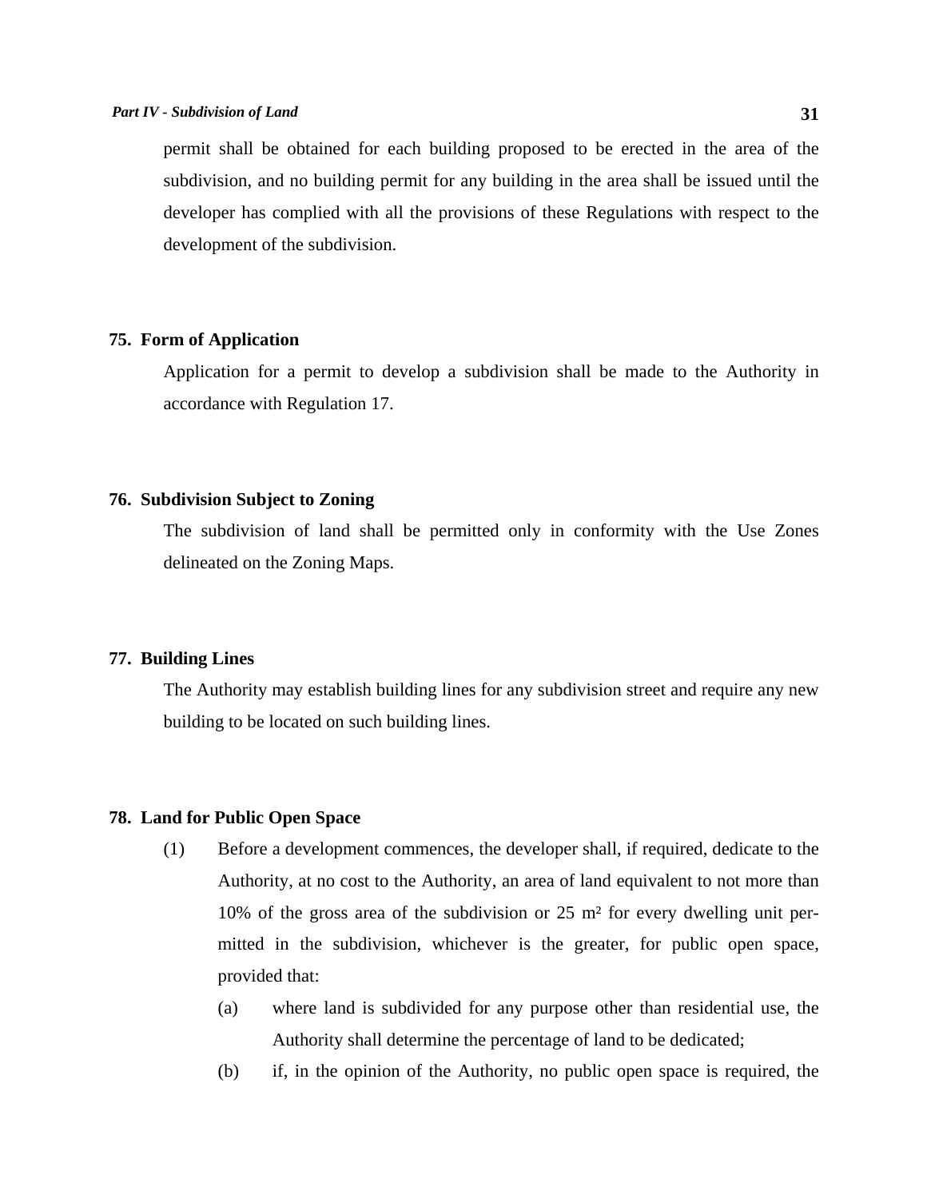permit shall be obtained for each building proposed to be erected in the area of the subdivision, and no building permit for any building in the area shall be issued until the developer has complied with all the provisions of these Regulations with respect to the development of the subdivision.

### 75. Form of Application

Application for a permit to develop a subdivision shall be made to the Authority in accordance with Regulation 17.

### 76. Subdivision Subject to Zoning

The subdivision of land shall be permitted only in conformity with the Use Zones delineated on the Zoning Maps.

### 77. Building Lines

The Authority may establish building lines for any subdivision street and require any new building to be located on such building lines.

### 78. Land for Public Open Space

(1) Before a development commences, the developer shall, if required, dedicate to the Authority, at no cost to the Authority, an area of land equivalent to not more than 10% of the gross area of the subdivision or 25 m² for every dwelling unit permitted in the subdivision, whichever is the greater, for public open space, provided that:

(a) where land is subdivided for any purpose other than residential use, the Authority shall determine the percentage of land to be dedicated;

(b) if, in the opinion of the Authority, no public open space is required, the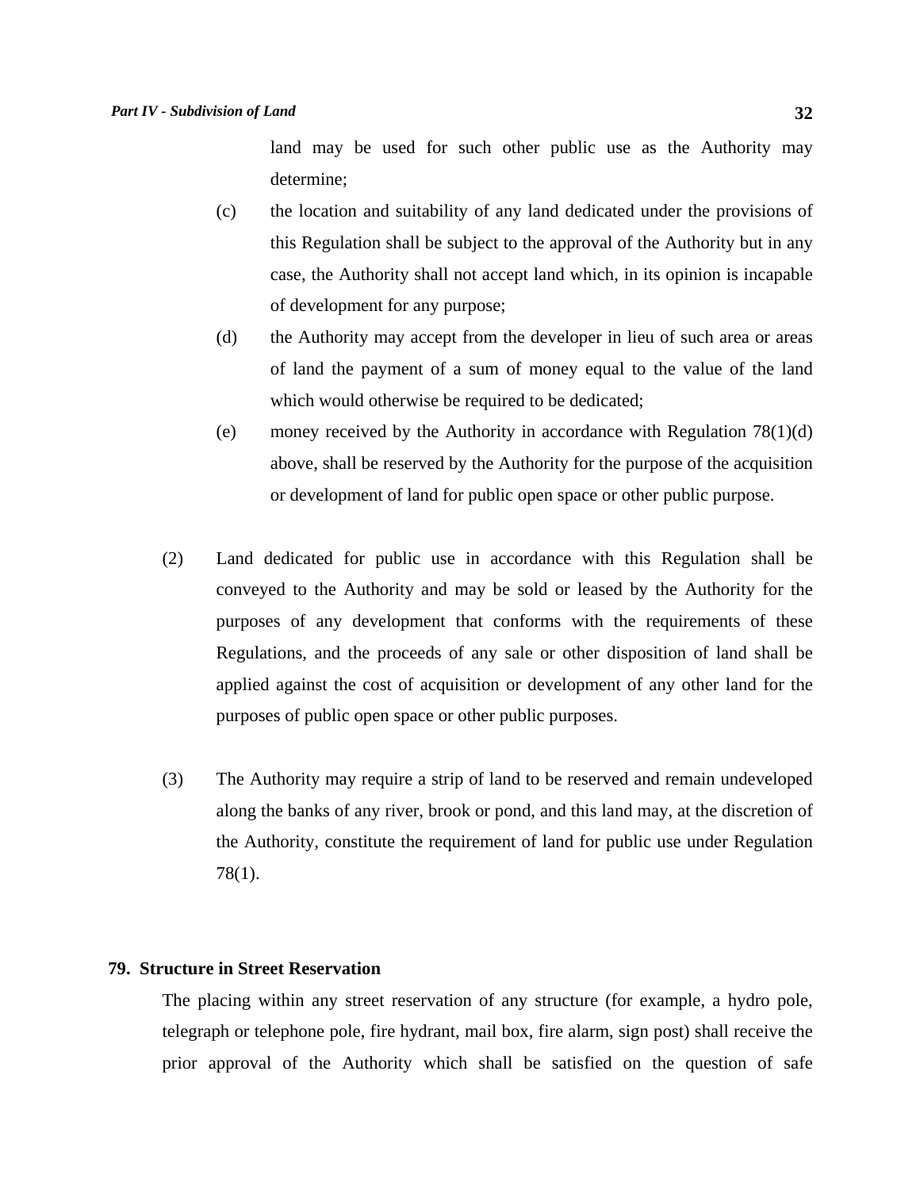land may be used for such other public use as the Authority may determine;

(c) the location and suitability of any land dedicated under the provisions of this Regulation shall be subject to the approval of the Authority but in any case, the Authority shall not accept land which, in its opinion is incapable of development for any purpose;

(d) the Authority may accept from the developer in lieu of such area or areas of land the payment of a sum of money equal to the value of the land which would otherwise be required to be dedicated;

(e) money received by the Authority in accordance with Regulation 78(1)(d) above, shall be reserved by the Authority for the purpose of the acquisition or development of land for public open space or other public purpose.

(2) Land dedicated for public use in accordance with this Regulation shall be conveyed to the Authority and may be sold or leased by the Authority for the purposes of any development that conforms with the requirements of these Regulations, and the proceeds of any sale or other disposition of land shall be applied against the cost of acquisition or development of any other land for the purposes of public open space or other public purposes.

(3) The Authority may require a strip of land to be reserved and remain undeveloped along the banks of any river, brook or pond, and this land may, at the discretion of the Authority, constitute the requirement of land for public use under Regulation 78(1).

## 79. Structure in Street Reservation

The placing within any street reservation of any structure (for example, a hydro pole, telegraph or telephone pole, fire hydrant, mail box, fire alarm, sign post) shall receive the prior approval of the Authority which shall be satisfied on the question of safe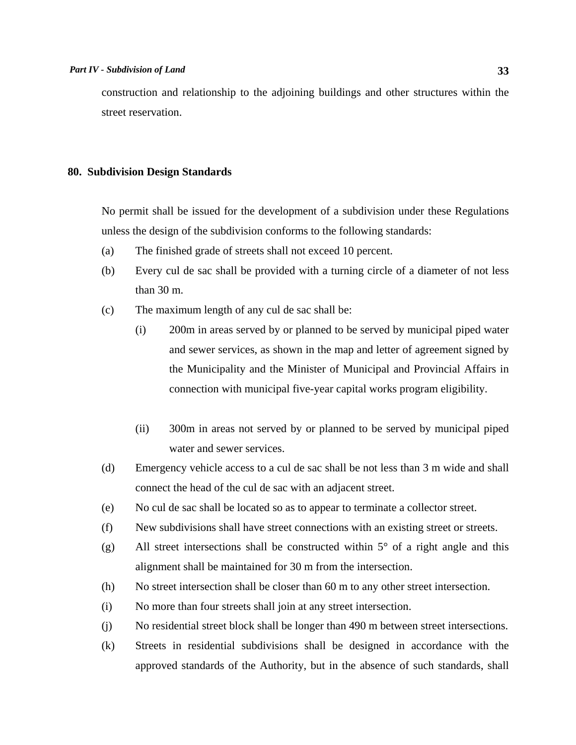construction and relationship to the adjoining buildings and other structures within the street reservation.

## 80. Subdivision Design Standards

No permit shall be issued for the development of a subdivision under these Regulations unless the design of the subdivision conforms to the following standards:

(a) The finished grade of streets shall not exceed 10 percent.

(b) Every cul de sac shall be provided with a turning circle of a diameter of not less than 30 m.

(c) The maximum length of any cul de sac shall be:

   (i) 200m in areas served by or planned to be served by municipal piped water and sewer services, as shown in the map and letter of agreement signed by the Municipality and the Minister of Municipal and Provincial Affairs in connection with municipal five-year capital works program eligibility.

   (ii) 300m in areas not served by or planned to be served by municipal piped water and sewer services.

(d) Emergency vehicle access to a cul de sac shall be not less than 3 m wide and shall connect the head of the cul de sac with an adjacent street.

(e) No cul de sac shall be located so as to appear to terminate a collector street.

(f) New subdivisions shall have street connections with an existing street or streets.

(g) All street intersections shall be constructed within 5° of a right angle and this alignment shall be maintained for 30 m from the intersection.

(h) No street intersection shall be closer than 60 m to any other street intersection.

(i) No more than four streets shall join at any street intersection.

(j) No residential street block shall be longer than 490 m between street intersections.

(k) Streets in residential subdivisions shall be designed in accordance with the approved standards of the Authority, but in the absence of such standards, shall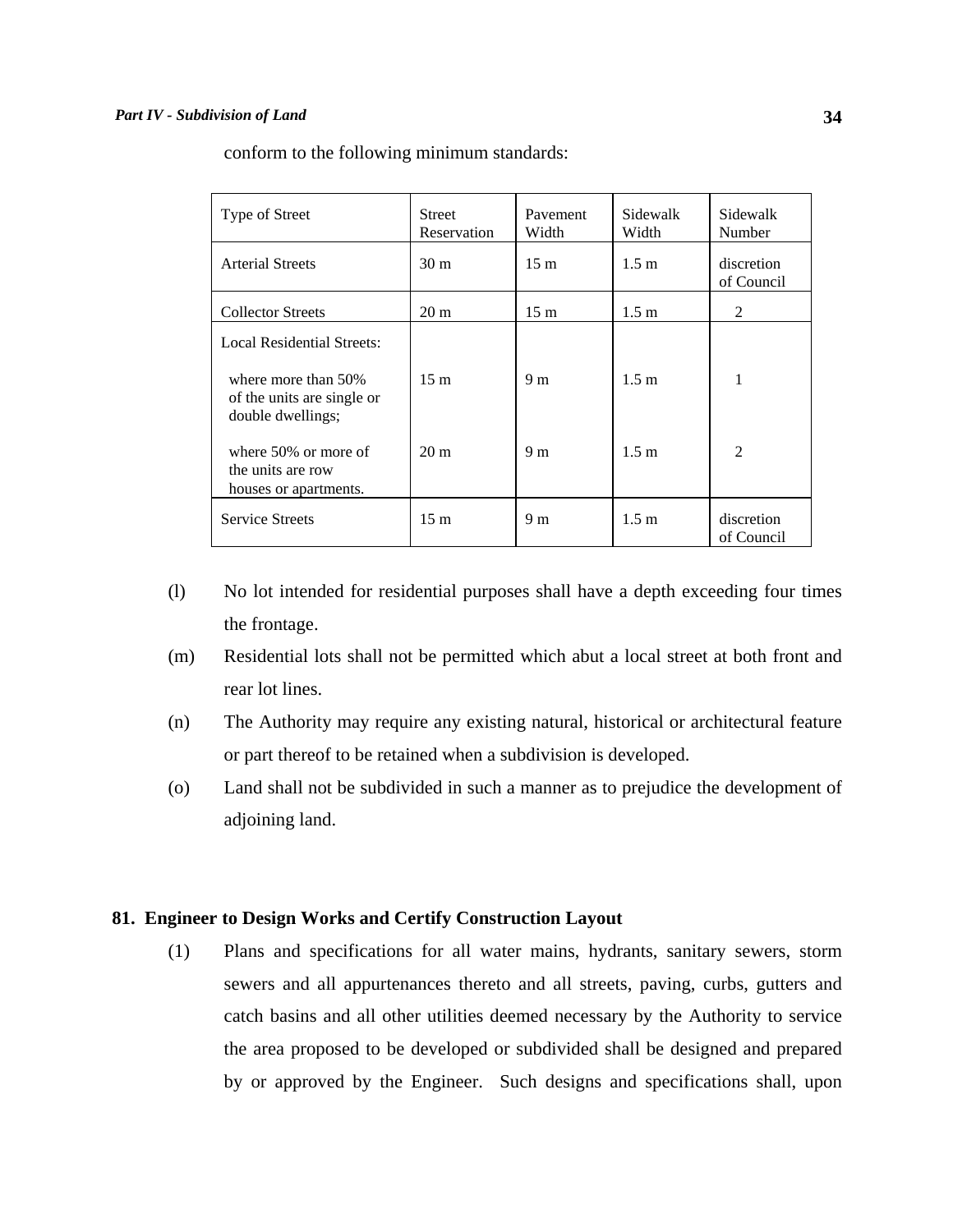conform to the following minimum standards:

| Type of Street | Street Reservation | Pavement Width | Sidewalk Width | Sidewalk Number |
|---|---|---|---|---|
| Arterial Streets | 30 m | 15 m | 1.5 m | discretion of Council |
| Collector Streets | 20 m | 15 m | 1.5 m | 2 |
| Local Residential Streets: | | | | |
| where more than 50% of the units are single or double dwellings; | 15 m | 9 m | 1.5 m | 1 |
| where 50% or more of the units are row houses or apartments. | 20 m | 9 m | 1.5 m | 2 |
| Service Streets | 15 m | 9 m | 1.5 m | discretion of Council |

(l) No lot intended for residential purposes shall have a depth exceeding four times the frontage.

(m) Residential lots shall not be permitted which abut a local street at both front and rear lot lines.

(n) The Authority may require any existing natural, historical or architectural feature or part thereof to be retained when a subdivision is developed.

(o) Land shall not be subdivided in such a manner as to prejudice the development of adjoining land.

## 81. Engineer to Design Works and Certify Construction Layout

(1) Plans and specifications for all water mains, hydrants, sanitary sewers, storm sewers and all appurtenances thereto and all streets, paving, curbs, gutters and catch basins and all other utilities deemed necessary by the Authority to service the area proposed to be developed or subdivided shall be designed and prepared by or approved by the Engineer. Such designs and specifications shall, upon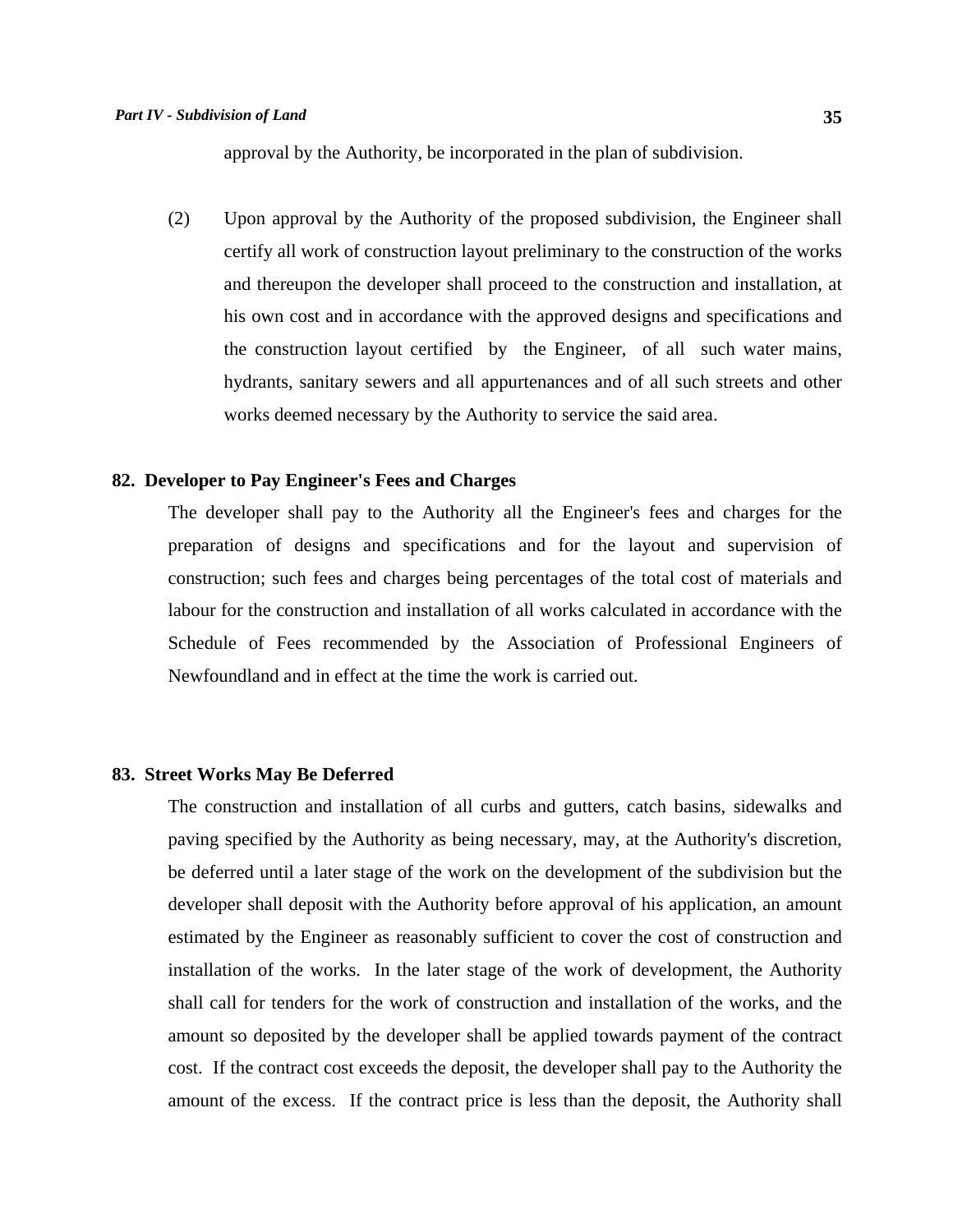approval by the Authority, be incorporated in the plan of subdivision.

(2) Upon approval by the Authority of the proposed subdivision, the Engineer shall certify all work of construction layout preliminary to the construction of the works and thereupon the developer shall proceed to the construction and installation, at his own cost and in accordance with the approved designs and specifications and the construction layout certified by the Engineer, of all such water mains, hydrants, sanitary sewers and all appurtenances and of all such streets and other works deemed necessary by the Authority to service the said area.

### 82. Developer to Pay Engineer's Fees and Charges

The developer shall pay to the Authority all the Engineer's fees and charges for the preparation of designs and specifications and for the layout and supervision of construction; such fees and charges being percentages of the total cost of materials and labour for the construction and installation of all works calculated in accordance with the Schedule of Fees recommended by the Association of Professional Engineers of Newfoundland and in effect at the time the work is carried out.

### 83. Street Works May Be Deferred

The construction and installation of all curbs and gutters, catch basins, sidewalks and paving specified by the Authority as being necessary, may, at the Authority's discretion, be deferred until a later stage of the work on the development of the subdivision but the developer shall deposit with the Authority before approval of his application, an amount estimated by the Engineer as reasonably sufficient to cover the cost of construction and installation of the works. In the later stage of the work of development, the Authority shall call for tenders for the work of construction and installation of the works, and the amount so deposited by the developer shall be applied towards payment of the contract cost. If the contract cost exceeds the deposit, the developer shall pay to the Authority the amount of the excess. If the contract price is less than the deposit, the Authority shall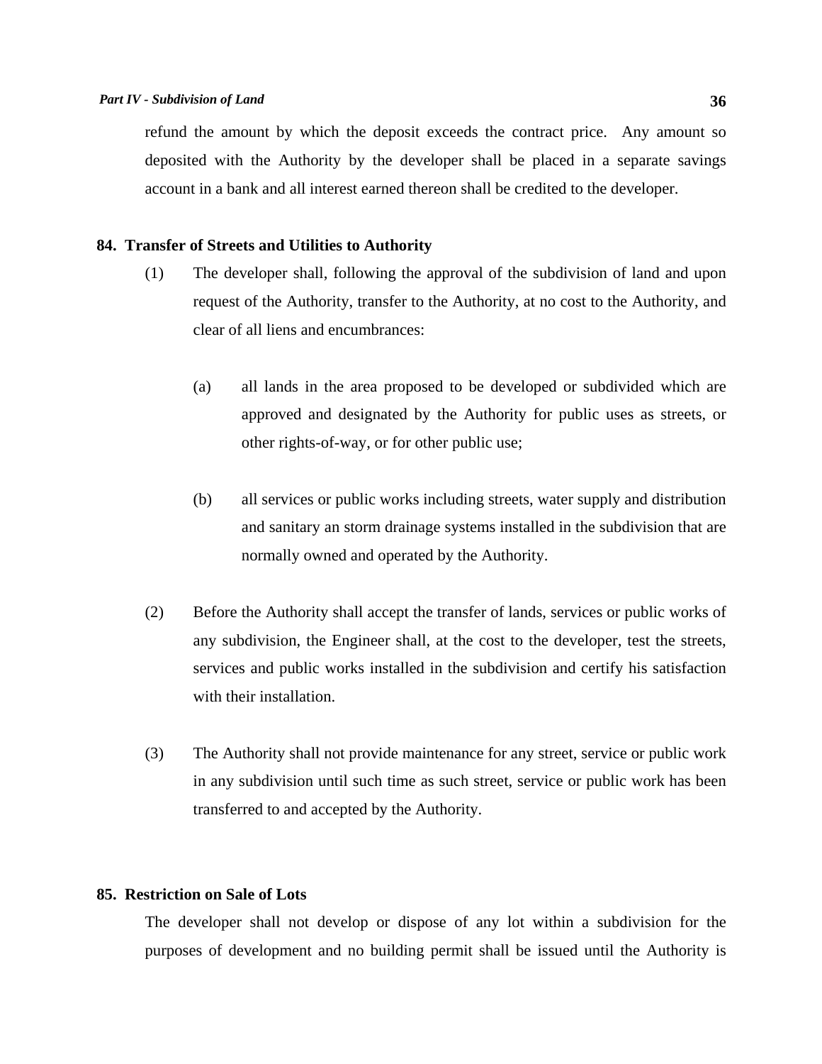refund the amount by which the deposit exceeds the contract price. Any amount so deposited with the Authority by the developer shall be placed in a separate savings account in a bank and all interest earned thereon shall be credited to the developer.

**84. Transfer of Streets and Utilities to Authority**

(1) The developer shall, following the approval of the subdivision of land and upon request of the Authority, transfer to the Authority, at no cost to the Authority, and clear of all liens and encumbrances:

(a) all lands in the area proposed to be developed or subdivided which are approved and designated by the Authority for public uses as streets, or other rights-of-way, or for other public use;

(b) all services or public works including streets, water supply and distribution and sanitary an storm drainage systems installed in the subdivision that are normally owned and operated by the Authority.

(2) Before the Authority shall accept the transfer of lands, services or public works of any subdivision, the Engineer shall, at the cost to the developer, test the streets, services and public works installed in the subdivision and certify his satisfaction with their installation.

(3) The Authority shall not provide maintenance for any street, service or public work in any subdivision until such time as such street, service or public work has been transferred to and accepted by the Authority.

**85. Restriction on Sale of Lots**

The developer shall not develop or dispose of any lot within a subdivision for the purposes of development and no building permit shall be issued until the Authority is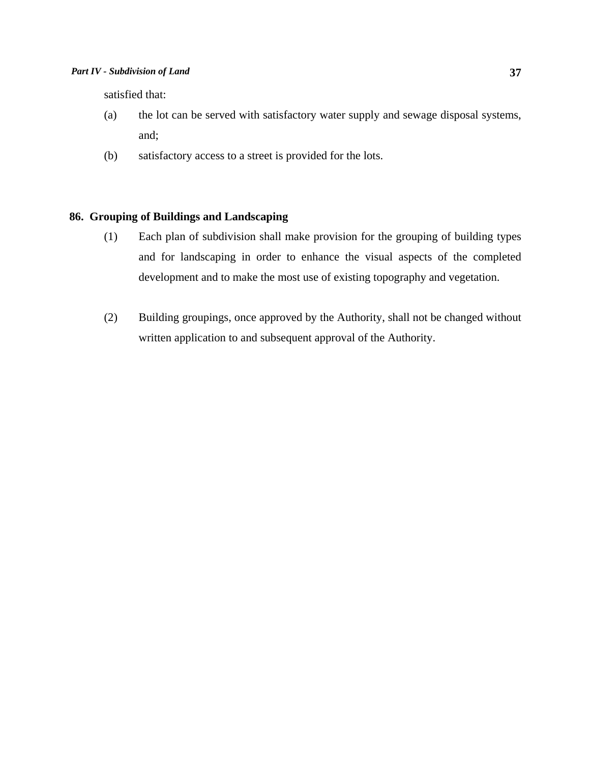satisfied that:

(a) the lot can be served with satisfactory water supply and sewage disposal systems, and;

(b) satisfactory access to a street is provided for the lots.

### 86. Grouping of Buildings and Landscaping

(1) Each plan of subdivision shall make provision for the grouping of building types and for landscaping in order to enhance the visual aspects of the completed development and to make the most use of existing topography and vegetation.

(2) Building groupings, once approved by the Authority, shall not be changed without written application to and subsequent approval of the Authority.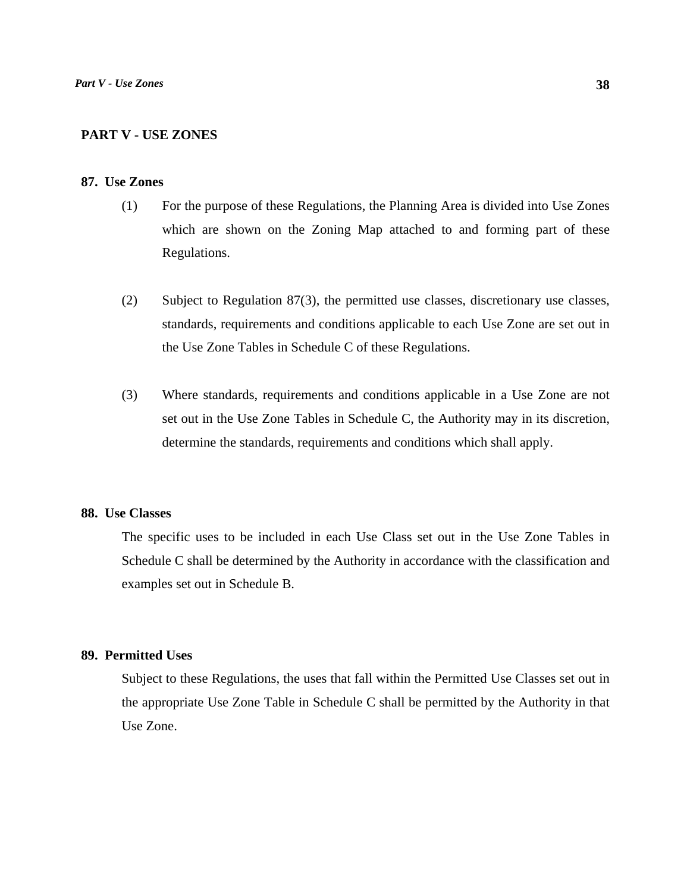## PART V - USE ZONES

### 87. Use Zones

(1) For the purpose of these Regulations, the Planning Area is divided into Use Zones which are shown on the Zoning Map attached to and forming part of these Regulations.

(2) Subject to Regulation 87(3), the permitted use classes, discretionary use classes, standards, requirements and conditions applicable to each Use Zone are set out in the Use Zone Tables in Schedule C of these Regulations.

(3) Where standards, requirements and conditions applicable in a Use Zone are not set out in the Use Zone Tables in Schedule C, the Authority may in its discretion, determine the standards, requirements and conditions which shall apply.

### 88. Use Classes

The specific uses to be included in each Use Class set out in the Use Zone Tables in Schedule C shall be determined by the Authority in accordance with the classification and examples set out in Schedule B.

### 89. Permitted Uses

Subject to these Regulations, the uses that fall within the Permitted Use Classes set out in the appropriate Use Zone Table in Schedule C shall be permitted by the Authority in that Use Zone.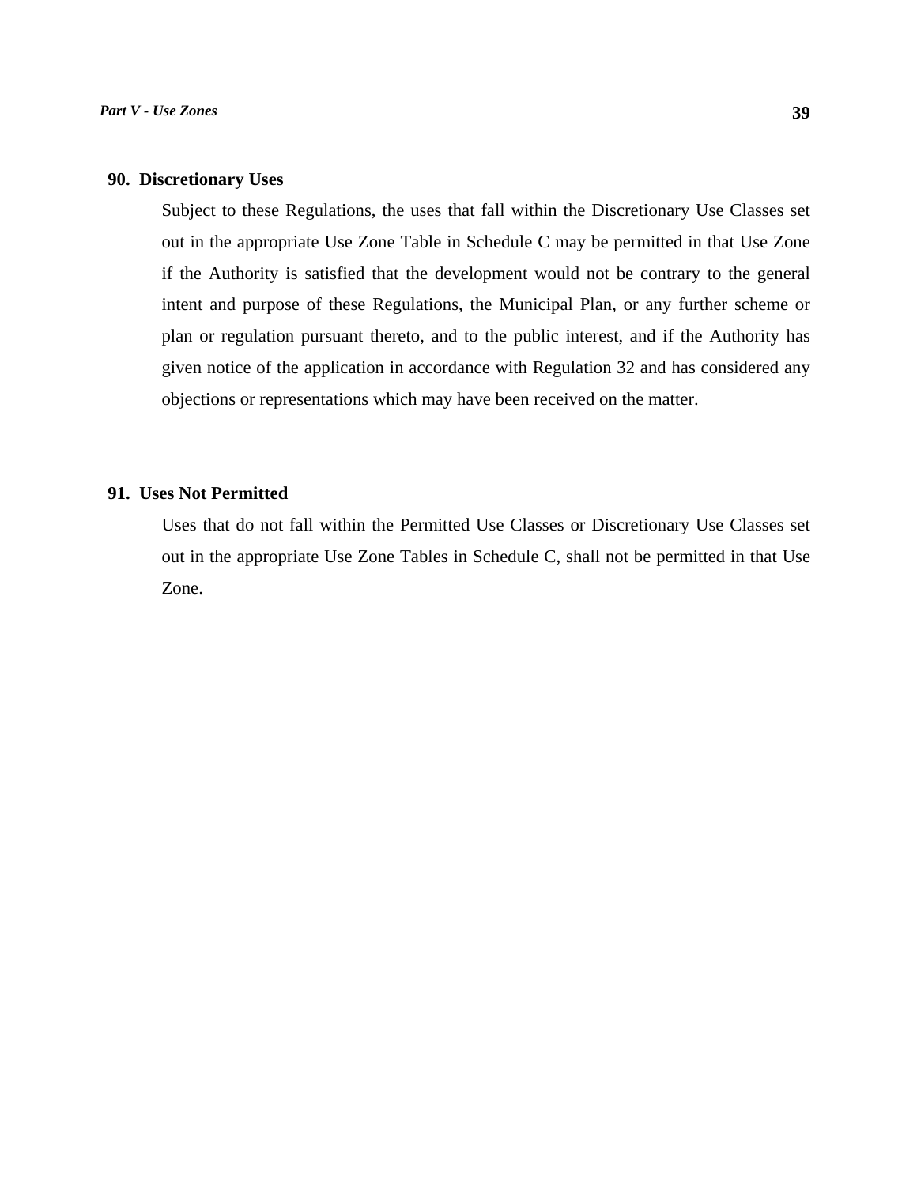## 90. Discretionary Uses

Subject to these Regulations, the uses that fall within the Discretionary Use Classes set out in the appropriate Use Zone Table in Schedule C may be permitted in that Use Zone if the Authority is satisfied that the development would not be contrary to the general intent and purpose of these Regulations, the Municipal Plan, or any further scheme or plan or regulation pursuant thereto, and to the public interest, and if the Authority has given notice of the application in accordance with Regulation 32 and has considered any objections or representations which may have been received on the matter.

## 91. Uses Not Permitted

Uses that do not fall within the Permitted Use Classes or Discretionary Use Classes set out in the appropriate Use Zone Tables in Schedule C, shall not be permitted in that Use Zone.